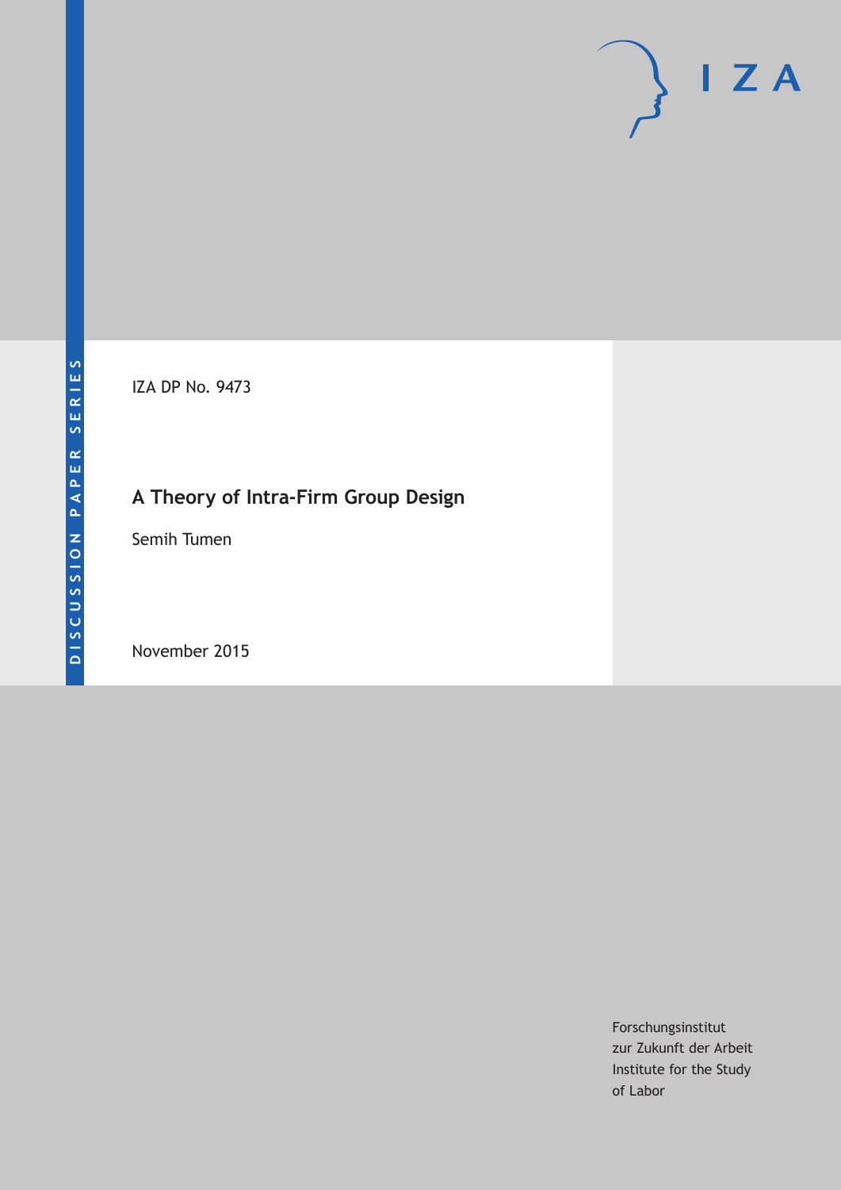DISCUSSION PAPER SERIES

IZA DP No. 9473

# A Theory of Intra-Firm Group Design

Semih Tumen

November 2015

Forschungsinstitut
zur Zukunft der Arbeit
Institute for the Study
of Labor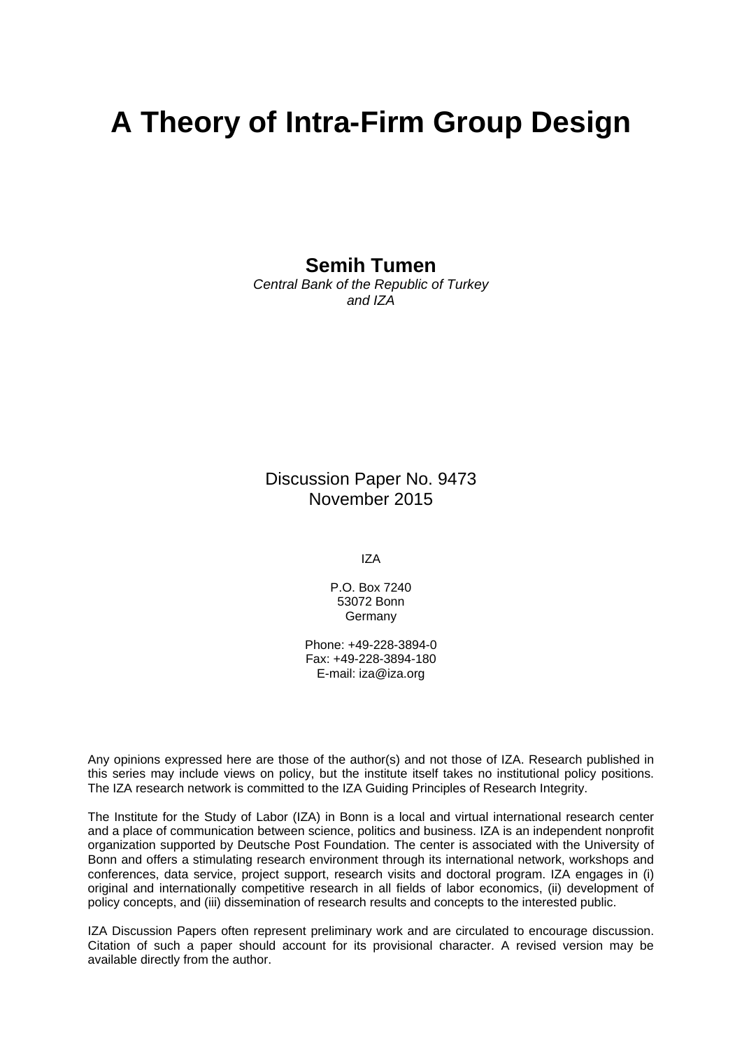# A Theory of Intra-Firm Group Design

**Semih Tumen**

*Central Bank of the Republic of Turkey and IZA*

Discussion Paper No. 9473
November 2015

IZA

P.O. Box 7240
53072 Bonn
Germany

Phone: +49-228-3894-0
Fax: +49-228-3894-180
E-mail: iza@iza.org

Any opinions expressed here are those of the author(s) and not those of IZA. Research published in this series may include views on policy, but the institute itself takes no institutional policy positions. The IZA research network is committed to the IZA Guiding Principles of Research Integrity.

The Institute for the Study of Labor (IZA) in Bonn is a local and virtual international research center and a place of communication between science, politics and business. IZA is an independent nonprofit organization supported by Deutsche Post Foundation. The center is associated with the University of Bonn and offers a stimulating research environment through its international network, workshops and conferences, data service, project support, research visits and doctoral program. IZA engages in (i) original and internationally competitive research in all fields of labor economics, (ii) development of policy concepts, and (iii) dissemination of research results and concepts to the interested public.

IZA Discussion Papers often represent preliminary work and are circulated to encourage discussion. Citation of such a paper should account for its provisional character. A revised version may be available directly from the author.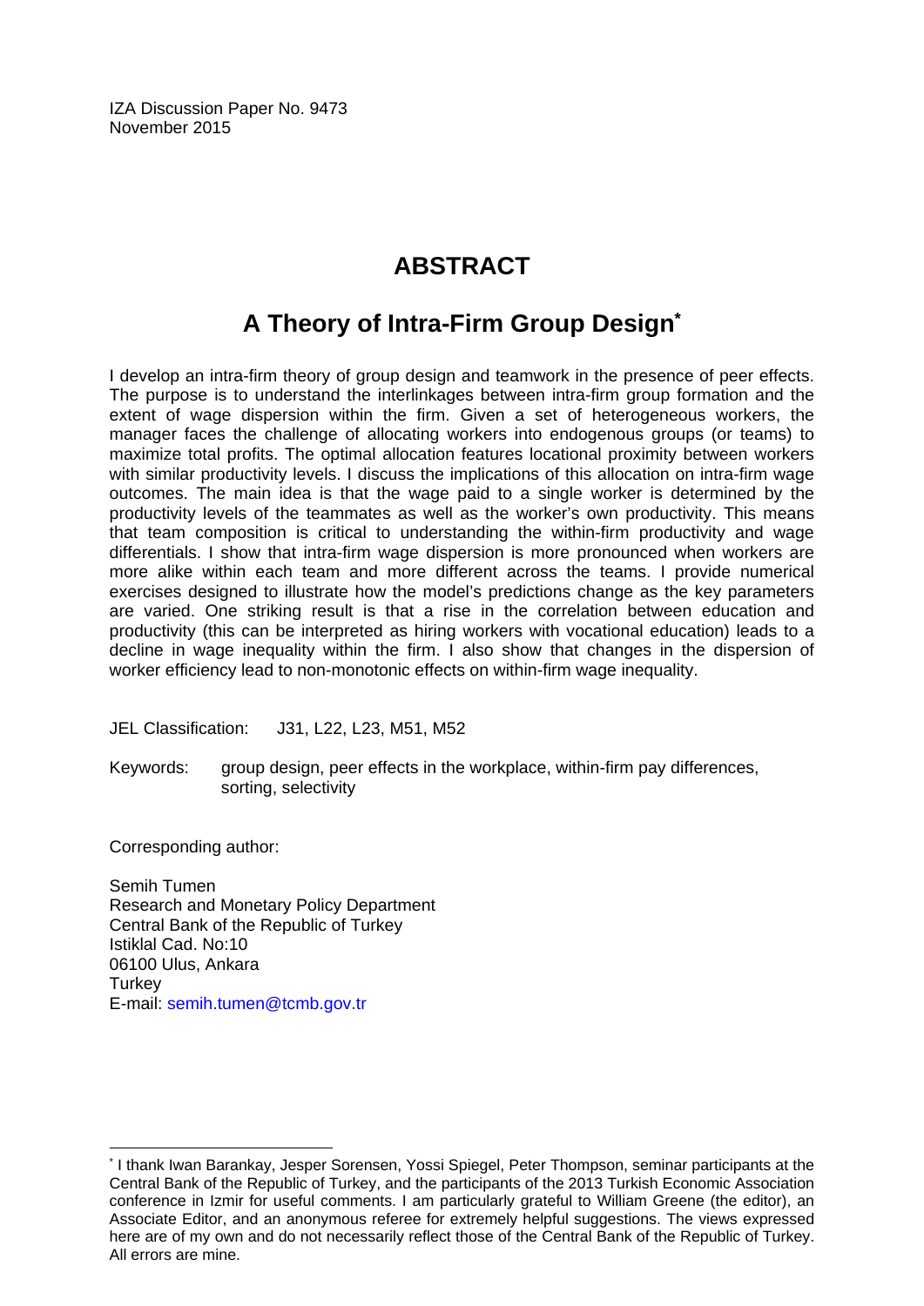IZA Discussion Paper No. 9473
November 2015

# ABSTRACT

## A Theory of Intra-Firm Group Design[*]

I develop an intra-firm theory of group design and teamwork in the presence of peer effects. The purpose is to understand the interlinkages between intra-firm group formation and the extent of wage dispersion within the firm. Given a set of heterogeneous workers, the manager faces the challenge of allocating workers into endogenous groups (or teams) to maximize total profits. The optimal allocation features locational proximity between workers with similar productivity levels. I discuss the implications of this allocation on intra-firm wage outcomes. The main idea is that the wage paid to a single worker is determined by the productivity levels of the teammates as well as the worker's own productivity. This means that team composition is critical to understanding the within-firm productivity and wage differentials. I show that intra-firm wage dispersion is more pronounced when workers are more alike within each team and more different across the teams. I provide numerical exercises designed to illustrate how the model's predictions change as the key parameters are varied. One striking result is that a rise in the correlation between education and productivity (this can be interpreted as hiring workers with vocational education) leads to a decline in wage inequality within the firm. I also show that changes in the dispersion of worker efficiency lead to non-monotonic effects on within-firm wage inequality.

JEL Classification: J31, L22, L23, M51, M52

Keywords: group design, peer effects in the workplace, within-firm pay differences, sorting, selectivity

Corresponding author:

Semih Tumen
Research and Monetary Policy Department
Central Bank of the Republic of Turkey
Istiklal Cad. No:10
06100 Ulus, Ankara
Turkey
E-mail: semih.tumen@tcmb.gov.tr

[*] I thank Iwan Barankay, Jesper Sorensen, Yossi Spiegel, Peter Thompson, seminar participants at the Central Bank of the Republic of Turkey, and the participants of the 2013 Turkish Economic Association conference in Izmir for useful comments. I am particularly grateful to William Greene (the editor), an Associate Editor, and an anonymous referee for extremely helpful suggestions. The views expressed here are of my own and do not necessarily reflect those of the Central Bank of the Republic of Turkey. All errors are mine.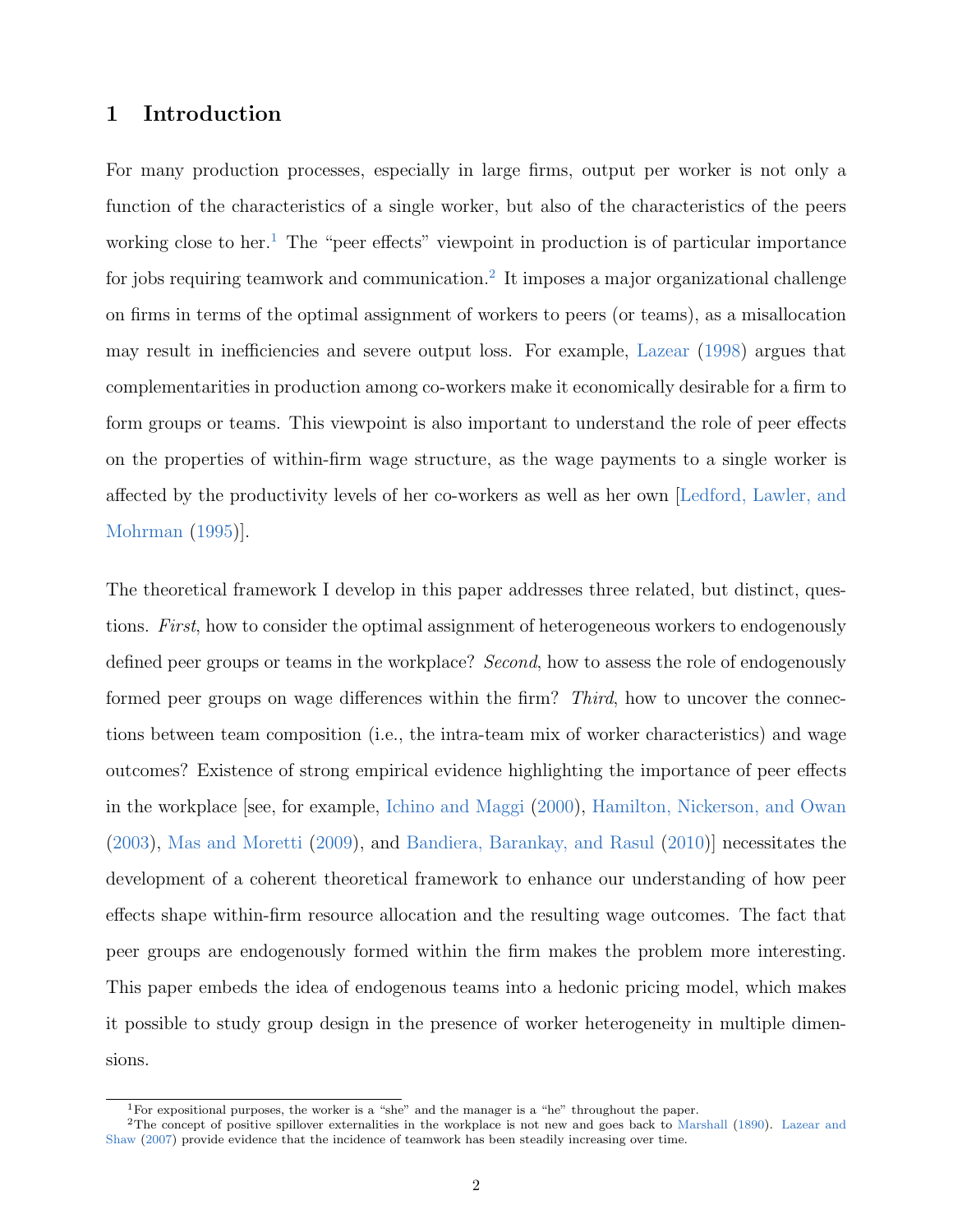# 1 Introduction

For many production processes, especially in large firms, output per worker is not only a function of the characteristics of a single worker, but also of the characteristics of the peers working close to her.[1] The "peer effects" viewpoint in production is of particular importance for jobs requiring teamwork and communication.[2] It imposes a major organizational challenge on firms in terms of the optimal assignment of workers to peers (or teams), as a misallocation may result in inefficiencies and severe output loss. For example, Lazear (1998) argues that complementarities in production among co-workers make it economically desirable for a firm to form groups or teams. This viewpoint is also important to understand the role of peer effects on the properties of within-firm wage structure, as the wage payments to a single worker is affected by the productivity levels of her co-workers as well as her own [Ledford, Lawler, and Mohrman (1995)].

The theoretical framework I develop in this paper addresses three related, but distinct, questions. *First*, how to consider the optimal assignment of heterogeneous workers to endogenously defined peer groups or teams in the workplace? *Second*, how to assess the role of endogenously formed peer groups on wage differences within the firm? *Third*, how to uncover the connections between team composition (i.e., the intra-team mix of worker characteristics) and wage outcomes? Existence of strong empirical evidence highlighting the importance of peer effects in the workplace [see, for example, Ichino and Maggi (2000), Hamilton, Nickerson, and Owan (2003), Mas and Moretti (2009), and Bandiera, Barankay, and Rasul (2010)] necessitates the development of a coherent theoretical framework to enhance our understanding of how peer effects shape within-firm resource allocation and the resulting wage outcomes. The fact that peer groups are endogenously formed within the firm makes the problem more interesting. This paper embeds the idea of endogenous teams into a hedonic pricing model, which makes it possible to study group design in the presence of worker heterogeneity in multiple dimensions.

[1] For expositional purposes, the worker is a "she" and the manager is a "he" throughout the paper.

[2] The concept of positive spillover externalities in the workplace is not new and goes back to Marshall (1890). Lazear and Shaw (2007) provide evidence that the incidence of teamwork has been steadily increasing over time.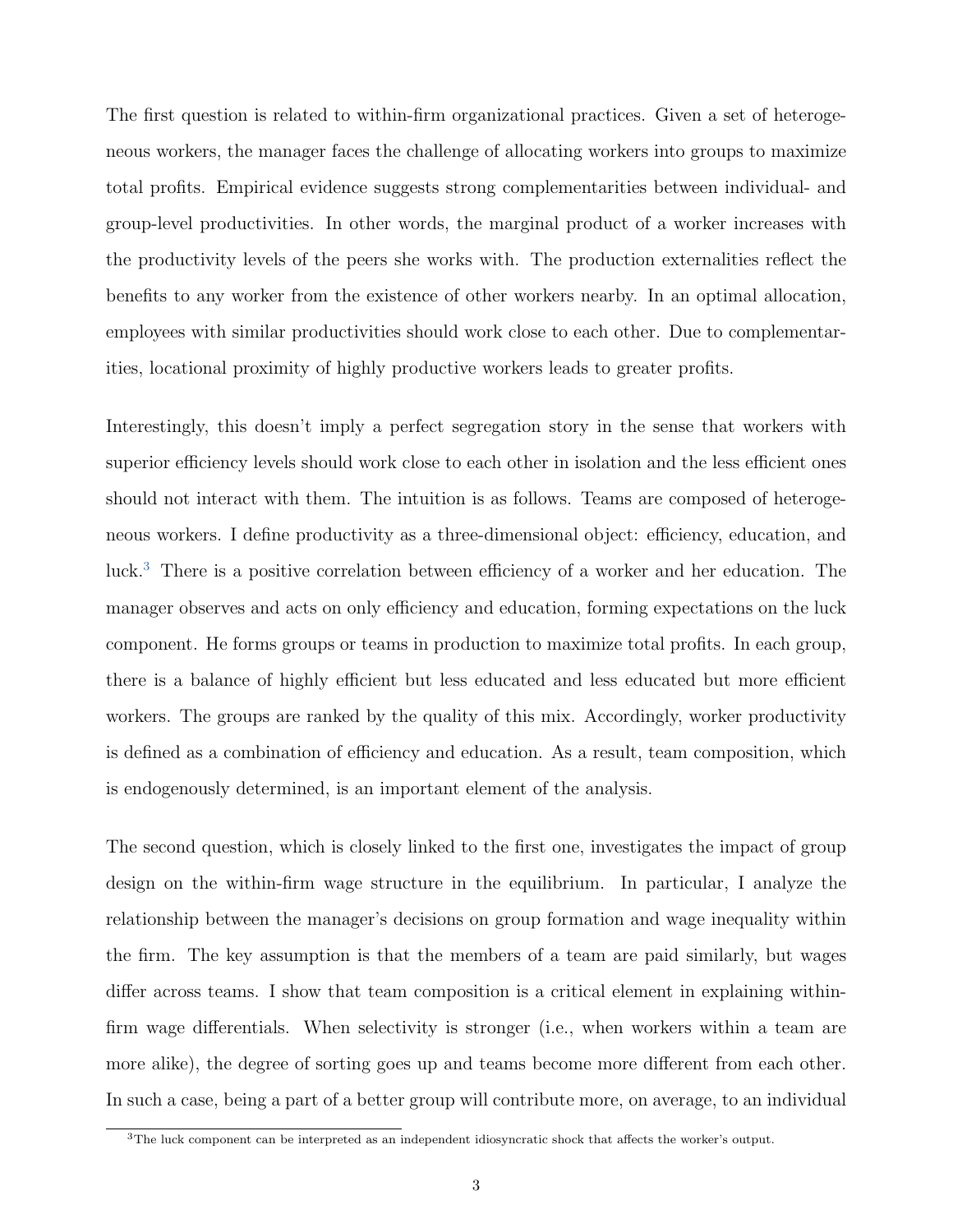The first question is related to within-firm organizational practices. Given a set of heterogeneous workers, the manager faces the challenge of allocating workers into groups to maximize total profits. Empirical evidence suggests strong complementarities between individual- and group-level productivities. In other words, the marginal product of a worker increases with the productivity levels of the peers she works with. The production externalities reflect the benefits to any worker from the existence of other workers nearby. In an optimal allocation, employees with similar productivities should work close to each other. Due to complementarities, locational proximity of highly productive workers leads to greater profits.

Interestingly, this doesn't imply a perfect segregation story in the sense that workers with superior efficiency levels should work close to each other in isolation and the less efficient ones should not interact with them. The intuition is as follows. Teams are composed of heterogeneous workers. I define productivity as a three-dimensional object: efficiency, education, and luck.[3] There is a positive correlation between efficiency of a worker and her education. The manager observes and acts on only efficiency and education, forming expectations on the luck component. He forms groups or teams in production to maximize total profits. In each group, there is a balance of highly efficient but less educated and less educated but more efficient workers. The groups are ranked by the quality of this mix. Accordingly, worker productivity is defined as a combination of efficiency and education. As a result, team composition, which is endogenously determined, is an important element of the analysis.

The second question, which is closely linked to the first one, investigates the impact of group design on the within-firm wage structure in the equilibrium. In particular, I analyze the relationship between the manager's decisions on group formation and wage inequality within the firm. The key assumption is that the members of a team are paid similarly, but wages differ across teams. I show that team composition is a critical element in explaining within-firm wage differentials. When selectivity is stronger (i.e., when workers within a team are more alike), the degree of sorting goes up and teams become more different from each other. In such a case, being a part of a better group will contribute more, on average, to an individual

[3] The luck component can be interpreted as an independent idiosyncratic shock that affects the worker's output.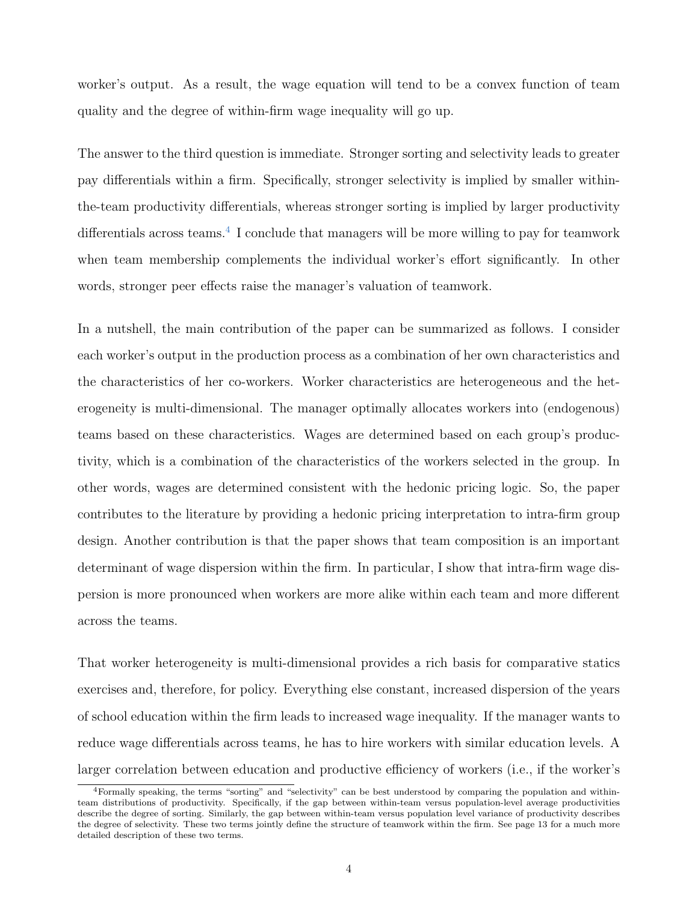worker's output. As a result, the wage equation will tend to be a convex function of team quality and the degree of within-firm wage inequality will go up.

The answer to the third question is immediate. Stronger sorting and selectivity leads to greater pay differentials within a firm. Specifically, stronger selectivity is implied by smaller within-the-team productivity differentials, whereas stronger sorting is implied by larger productivity differentials across teams.[4] I conclude that managers will be more willing to pay for teamwork when team membership complements the individual worker's effort significantly. In other words, stronger peer effects raise the manager's valuation of teamwork.

In a nutshell, the main contribution of the paper can be summarized as follows. I consider each worker's output in the production process as a combination of her own characteristics and the characteristics of her co-workers. Worker characteristics are heterogeneous and the heterogeneity is multi-dimensional. The manager optimally allocates workers into (endogenous) teams based on these characteristics. Wages are determined based on each group's productivity, which is a combination of the characteristics of the workers selected in the group. In other words, wages are determined consistent with the hedonic pricing logic. So, the paper contributes to the literature by providing a hedonic pricing interpretation to intra-firm group design. Another contribution is that the paper shows that team composition is an important determinant of wage dispersion within the firm. In particular, I show that intra-firm wage dispersion is more pronounced when workers are more alike within each team and more different across the teams.

That worker heterogeneity is multi-dimensional provides a rich basis for comparative statics exercises and, therefore, for policy. Everything else constant, increased dispersion of the years of school education within the firm leads to increased wage inequality. If the manager wants to reduce wage differentials across teams, he has to hire workers with similar education levels. A larger correlation between education and productive efficiency of workers (i.e., if the worker's

[4] Formally speaking, the terms "sorting" and "selectivity" can be best understood by comparing the population and within-team distributions of productivity. Specifically, if the gap between within-team versus population-level average productivities describe the degree of sorting. Similarly, the gap between within-team versus population level variance of productivity describes the degree of selectivity. These two terms jointly define the structure of teamwork within the firm. See page 13 for a much more detailed description of these two terms.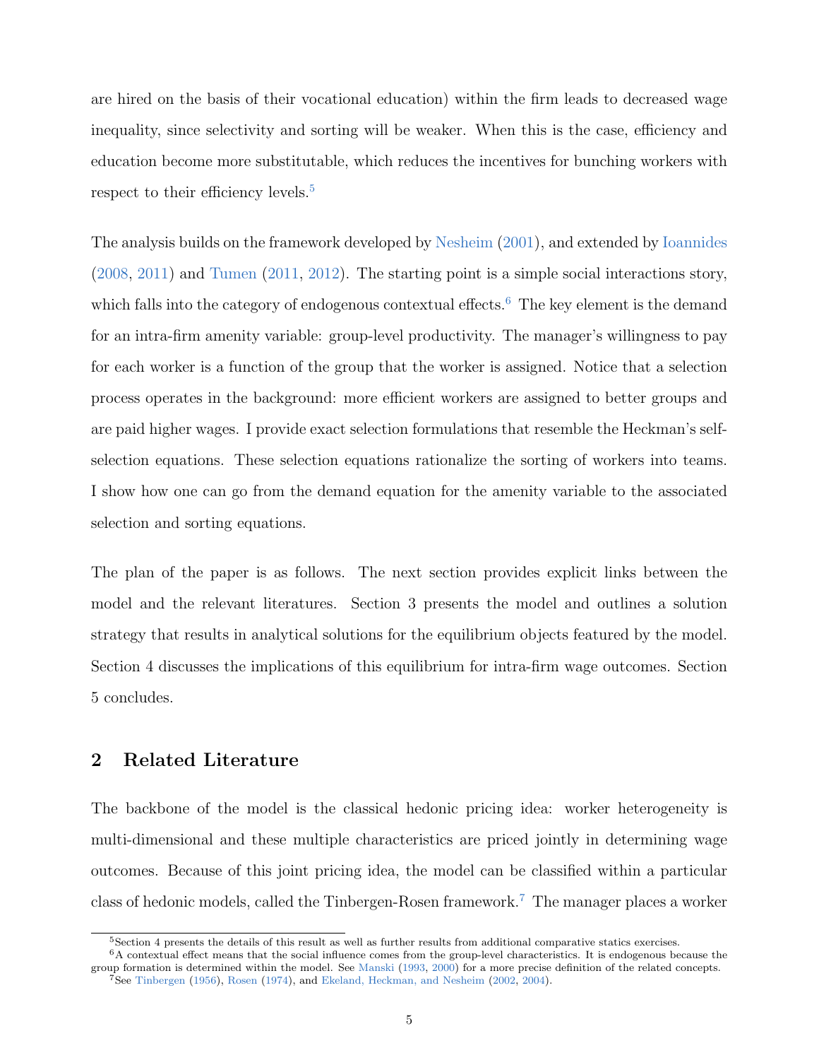are hired on the basis of their vocational education) within the firm leads to decreased wage inequality, since selectivity and sorting will be weaker. When this is the case, efficiency and education become more substitutable, which reduces the incentives for bunching workers with respect to their efficiency levels.[5]

The analysis builds on the framework developed by Nesheim (2001), and extended by Ioannides (2008, 2011) and Tumen (2011, 2012). The starting point is a simple social interactions story, which falls into the category of endogenous contextual effects.[6] The key element is the demand for an intra-firm amenity variable: group-level productivity. The manager's willingness to pay for each worker is a function of the group that the worker is assigned. Notice that a selection process operates in the background: more efficient workers are assigned to better groups and are paid higher wages. I provide exact selection formulations that resemble the Heckman's self-selection equations. These selection equations rationalize the sorting of workers into teams. I show how one can go from the demand equation for the amenity variable to the associated selection and sorting equations.

The plan of the paper is as follows. The next section provides explicit links between the model and the relevant literatures. Section 3 presents the model and outlines a solution strategy that results in analytical solutions for the equilibrium objects featured by the model. Section 4 discusses the implications of this equilibrium for intra-firm wage outcomes. Section 5 concludes.

## 2 Related Literature

The backbone of the model is the classical hedonic pricing idea: worker heterogeneity is multi-dimensional and these multiple characteristics are priced jointly in determining wage outcomes. Because of this joint pricing idea, the model can be classified within a particular class of hedonic models, called the Tinbergen-Rosen framework.[7] The manager places a worker

[5] Section 4 presents the details of this result as well as further results from additional comparative statics exercises.

[6] A contextual effect means that the social influence comes from the group-level characteristics. It is endogenous because the group formation is determined within the model. See Manski (1993, 2000) for a more precise definition of the related concepts.

[7] See Tinbergen (1956), Rosen (1974), and Ekeland, Heckman, and Nesheim (2002, 2004).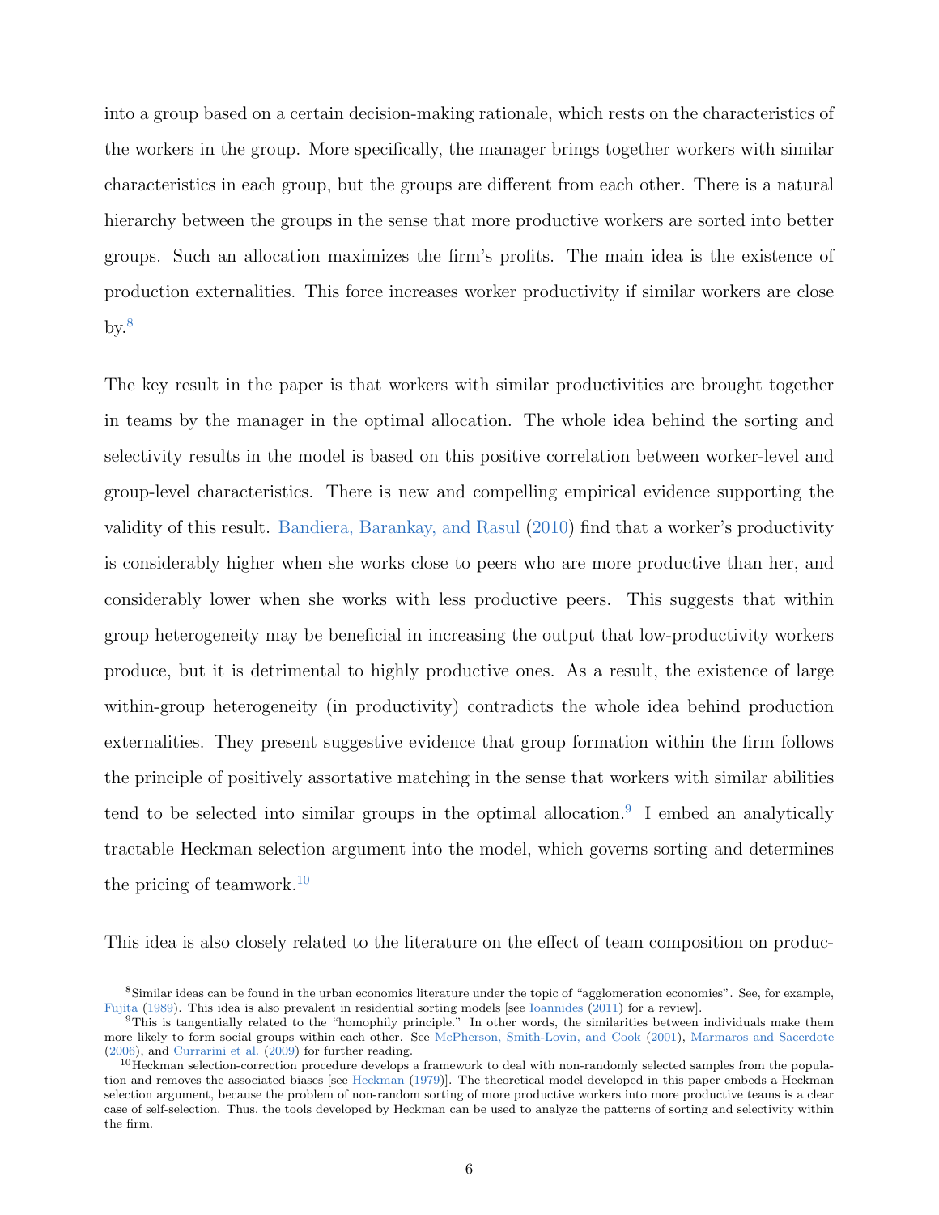into a group based on a certain decision-making rationale, which rests on the characteristics of the workers in the group. More specifically, the manager brings together workers with similar characteristics in each group, but the groups are different from each other. There is a natural hierarchy between the groups in the sense that more productive workers are sorted into better groups. Such an allocation maximizes the firm's profits. The main idea is the existence of production externalities. This force increases worker productivity if similar workers are close by.[8]

The key result in the paper is that workers with similar productivities are brought together in teams by the manager in the optimal allocation. The whole idea behind the sorting and selectivity results in the model is based on this positive correlation between worker-level and group-level characteristics. There is new and compelling empirical evidence supporting the validity of this result. Bandiera, Barankay, and Rasul (2010) find that a worker's productivity is considerably higher when she works close to peers who are more productive than her, and considerably lower when she works with less productive peers. This suggests that within group heterogeneity may be beneficial in increasing the output that low-productivity workers produce, but it is detrimental to highly productive ones. As a result, the existence of large within-group heterogeneity (in productivity) contradicts the whole idea behind production externalities. They present suggestive evidence that group formation within the firm follows the principle of positively assortative matching in the sense that workers with similar abilities tend to be selected into similar groups in the optimal allocation.[9] I embed an analytically tractable Heckman selection argument into the model, which governs sorting and determines the pricing of teamwork.[10]

This idea is also closely related to the literature on the effect of team composition on produc-

---

[8] Similar ideas can be found in the urban economics literature under the topic of "agglomeration economies". See, for example, Fujita (1989). This idea is also prevalent in residential sorting models [see Ioannides (2011) for a review].

[9] This is tangentially related to the "homophily principle." In other words, the similarities between individuals make them more likely to form social groups within each other. See McPherson, Smith-Lovin, and Cook (2001), Marmaros and Sacerdote (2006), and Currarini et al. (2009) for further reading.

[10] Heckman selection-correction procedure develops a framework to deal with non-randomly selected samples from the population and removes the associated biases [see Heckman (1979)]. The theoretical model developed in this paper embeds a Heckman selection argument, because the problem of non-random sorting of more productive workers into more productive teams is a clear case of self-selection. Thus, the tools developed by Heckman can be used to analyze the patterns of sorting and selectivity within the firm.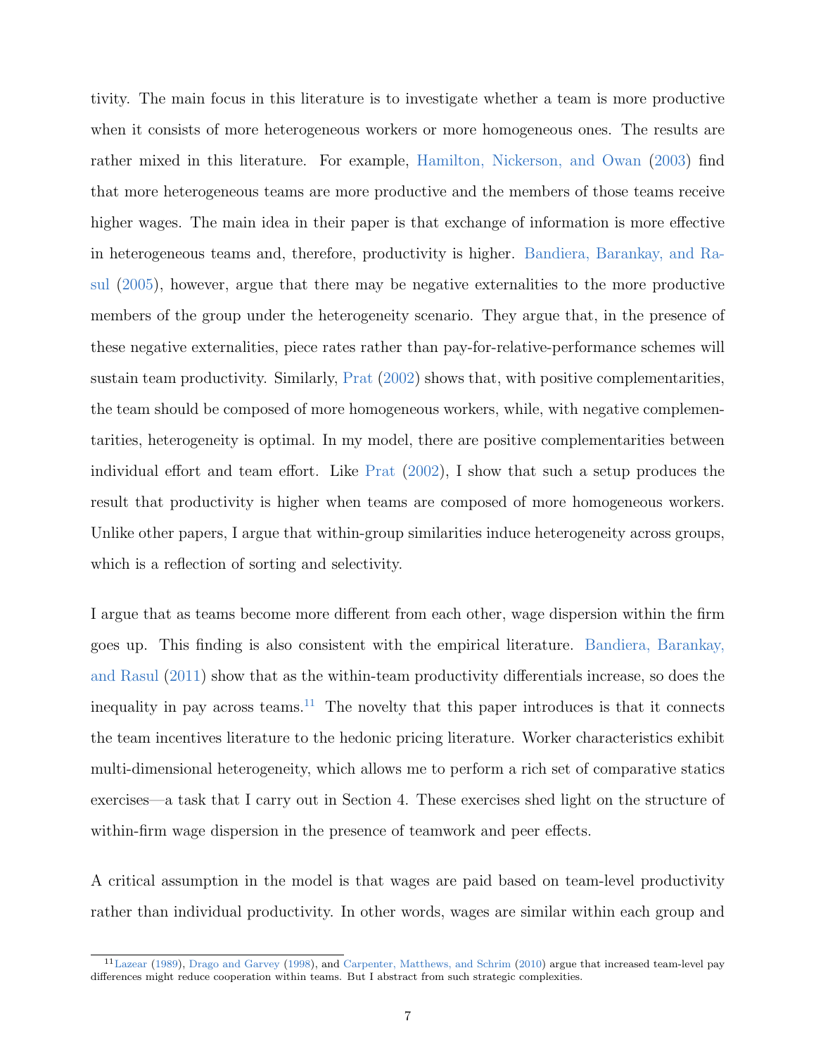tivity. The main focus in this literature is to investigate whether a team is more productive when it consists of more heterogeneous workers or more homogeneous ones. The results are rather mixed in this literature. For example, Hamilton, Nickerson, and Owan (2003) find that more heterogeneous teams are more productive and the members of those teams receive higher wages. The main idea in their paper is that exchange of information is more effective in heterogeneous teams and, therefore, productivity is higher. Bandiera, Barankay, and Rasul (2005), however, argue that there may be negative externalities to the more productive members of the group under the heterogeneity scenario. They argue that, in the presence of these negative externalities, piece rates rather than pay-for-relative-performance schemes will sustain team productivity. Similarly, Prat (2002) shows that, with positive complementarities, the team should be composed of more homogeneous workers, while, with negative complementarities, heterogeneity is optimal. In my model, there are positive complementarities between individual effort and team effort. Like Prat (2002), I show that such a setup produces the result that productivity is higher when teams are composed of more homogeneous workers. Unlike other papers, I argue that within-group similarities induce heterogeneity across groups, which is a reflection of sorting and selectivity.

I argue that as teams become more different from each other, wage dispersion within the firm goes up. This finding is also consistent with the empirical literature. Bandiera, Barankay, and Rasul (2011) show that as the within-team productivity differentials increase, so does the inequality in pay across teams.[11] The novelty that this paper introduces is that it connects the team incentives literature to the hedonic pricing literature. Worker characteristics exhibit multi-dimensional heterogeneity, which allows me to perform a rich set of comparative statics exercises—a task that I carry out in Section 4. These exercises shed light on the structure of within-firm wage dispersion in the presence of teamwork and peer effects.

A critical assumption in the model is that wages are paid based on team-level productivity rather than individual productivity. In other words, wages are similar within each group and

[11] Lazear (1989), Drago and Garvey (1998), and Carpenter, Matthews, and Schrim (2010) argue that increased team-level pay differences might reduce cooperation within teams. But I abstract from such strategic complexities.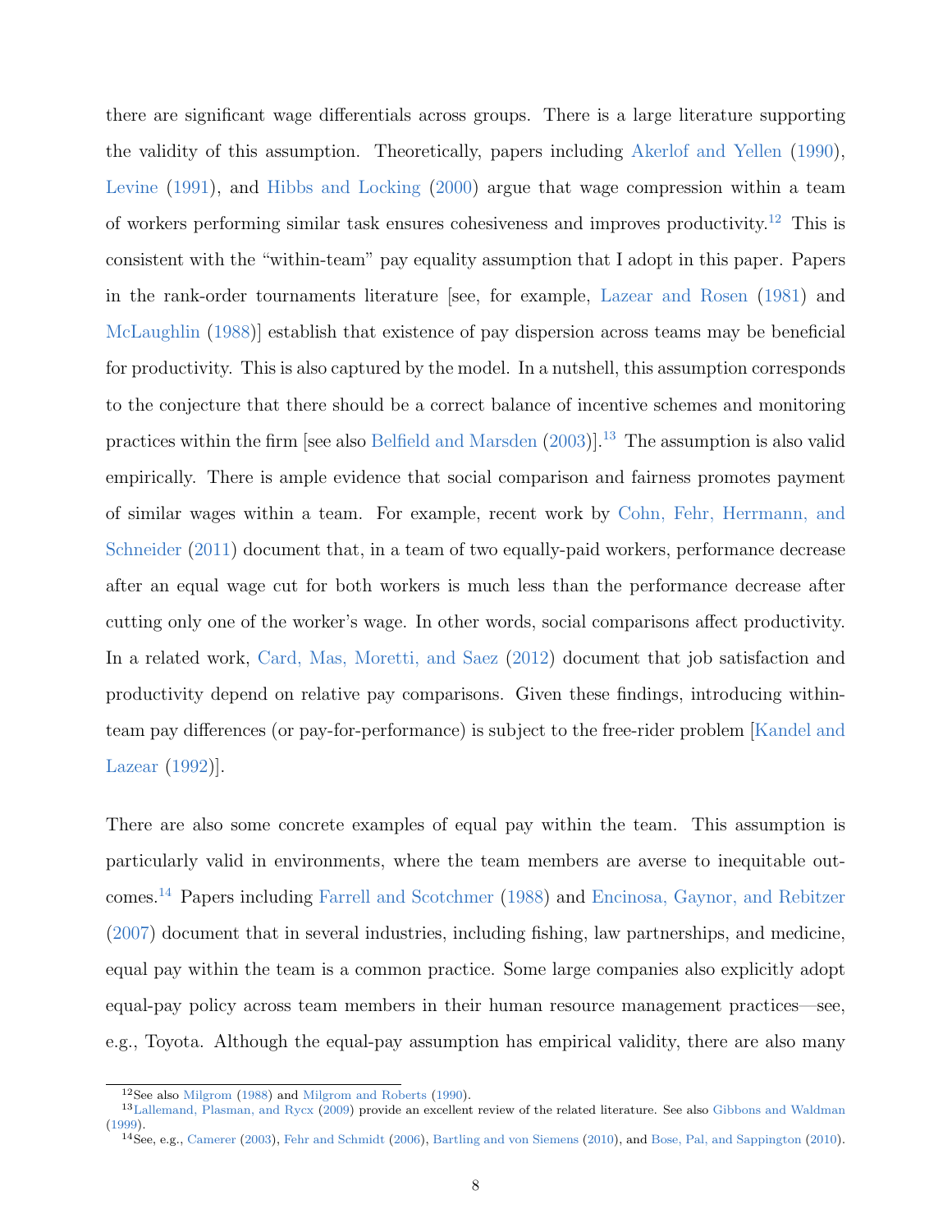there are significant wage differentials across groups. There is a large literature supporting the validity of this assumption. Theoretically, papers including Akerlof and Yellen (1990), Levine (1991), and Hibbs and Locking (2000) argue that wage compression within a team of workers performing similar task ensures cohesiveness and improves productivity.[12] This is consistent with the "within-team" pay equality assumption that I adopt in this paper. Papers in the rank-order tournaments literature [see, for example, Lazear and Rosen (1981) and McLaughlin (1988)] establish that existence of pay dispersion across teams may be beneficial for productivity. This is also captured by the model. In a nutshell, this assumption corresponds to the conjecture that there should be a correct balance of incentive schemes and monitoring practices within the firm [see also Belfield and Marsden (2003)].[13] The assumption is also valid empirically. There is ample evidence that social comparison and fairness promotes payment of similar wages within a team. For example, recent work by Cohn, Fehr, Herrmann, and Schneider (2011) document that, in a team of two equally-paid workers, performance decrease after an equal wage cut for both workers is much less than the performance decrease after cutting only one of the worker's wage. In other words, social comparisons affect productivity. In a related work, Card, Mas, Moretti, and Saez (2012) document that job satisfaction and productivity depend on relative pay comparisons. Given these findings, introducing within-team pay differences (or pay-for-performance) is subject to the free-rider problem [Kandel and Lazear (1992)].

There are also some concrete examples of equal pay within the team. This assumption is particularly valid in environments, where the team members are averse to inequitable outcomes.[14] Papers including Farrell and Scotchmer (1988) and Encinosa, Gaynor, and Rebitzer (2007) document that in several industries, including fishing, law partnerships, and medicine, equal pay within the team is a common practice. Some large companies also explicitly adopt equal-pay policy across team members in their human resource management practices—see, e.g., Toyota. Although the equal-pay assumption has empirical validity, there are also many

[12] See also Milgrom (1988) and Milgrom and Roberts (1990).

[13] Lallemand, Plasman, and Rycx (2009) provide an excellent review of the related literature. See also Gibbons and Waldman (1999).

[14] See, e.g., Camerer (2003), Fehr and Schmidt (2006), Bartling and von Siemens (2010), and Bose, Pal, and Sappington (2010).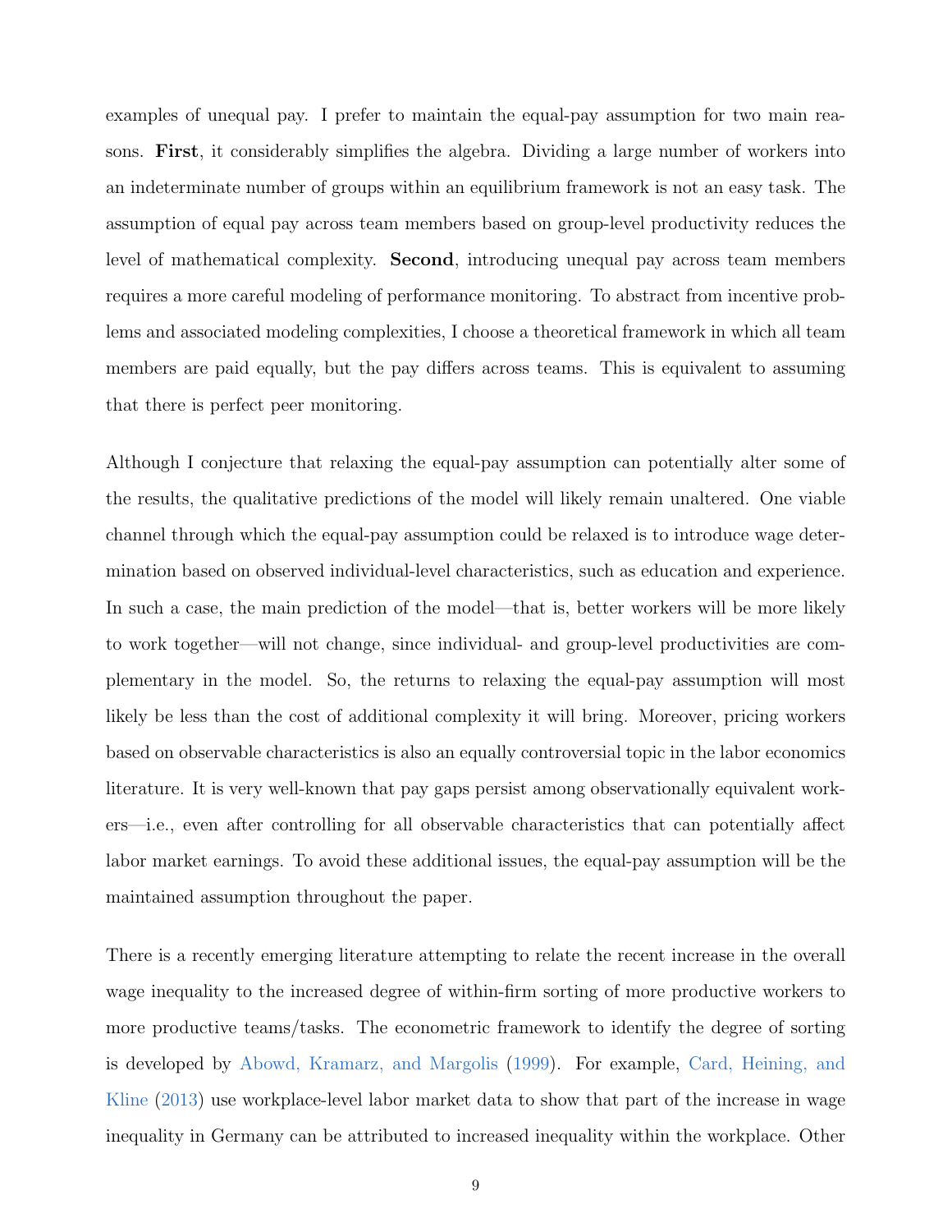examples of unequal pay. I prefer to maintain the equal-pay assumption for two main reasons. **First**, it considerably simplifies the algebra. Dividing a large number of workers into an indeterminate number of groups within an equilibrium framework is not an easy task. The assumption of equal pay across team members based on group-level productivity reduces the level of mathematical complexity. **Second**, introducing unequal pay across team members requires a more careful modeling of performance monitoring. To abstract from incentive problems and associated modeling complexities, I choose a theoretical framework in which all team members are paid equally, but the pay differs across teams. This is equivalent to assuming that there is perfect peer monitoring.

Although I conjecture that relaxing the equal-pay assumption can potentially alter some of the results, the qualitative predictions of the model will likely remain unaltered. One viable channel through which the equal-pay assumption could be relaxed is to introduce wage determination based on observed individual-level characteristics, such as education and experience. In such a case, the main prediction of the model—that is, better workers will be more likely to work together—will not change, since individual- and group-level productivities are complementary in the model. So, the returns to relaxing the equal-pay assumption will most likely be less than the cost of additional complexity it will bring. Moreover, pricing workers based on observable characteristics is also an equally controversial topic in the labor economics literature. It is very well-known that pay gaps persist among observationally equivalent workers—i.e., even after controlling for all observable characteristics that can potentially affect labor market earnings. To avoid these additional issues, the equal-pay assumption will be the maintained assumption throughout the paper.

There is a recently emerging literature attempting to relate the recent increase in the overall wage inequality to the increased degree of within-firm sorting of more productive workers to more productive teams/tasks. The econometric framework to identify the degree of sorting is developed by Abowd, Kramarz, and Margolis (1999). For example, Card, Heining, and Kline (2013) use workplace-level labor market data to show that part of the increase in wage inequality in Germany can be attributed to increased inequality within the workplace. Other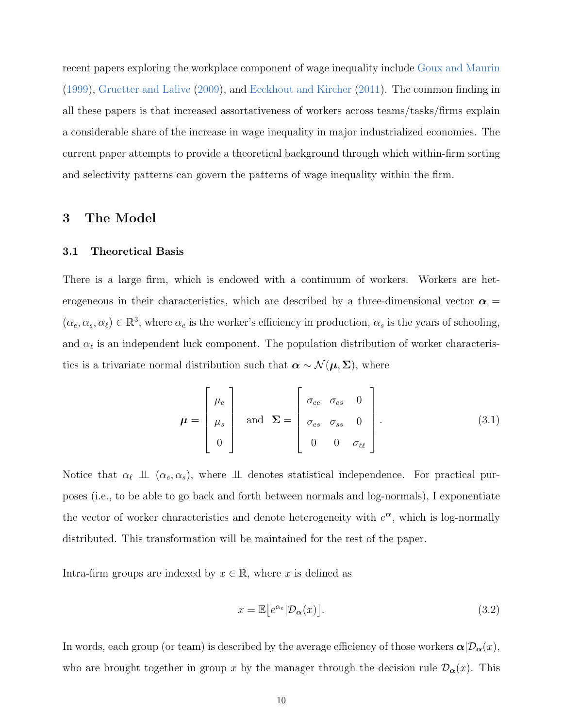recent papers exploring the workplace component of wage inequality include Goux and Maurin (1999), Gruetter and Lalive (2009), and Eeckhout and Kircher (2011). The common finding in all these papers is that increased assortativeness of workers across teams/tasks/firms explain a considerable share of the increase in wage inequality in major industrialized economies. The current paper attempts to provide a theoretical background through which within-firm sorting and selectivity patterns can govern the patterns of wage inequality within the firm.

# 3 The Model

## 3.1 Theoretical Basis

There is a large firm, which is endowed with a continuum of workers. Workers are heterogeneous in their characteristics, which are described by a three-dimensional vector $\boldsymbol{\alpha} = (\alpha_e, \alpha_s, \alpha_\ell) \in \mathbb{R}^3$, where $\alpha_e$ is the worker's efficiency in production, $\alpha_s$ is the years of schooling, and $\alpha_\ell$ is an independent luck component. The population distribution of worker characteristics is a trivariate normal distribution such that $\boldsymbol{\alpha} \sim \mathcal{N}(\boldsymbol{\mu}, \boldsymbol{\Sigma})$, where

$$\boldsymbol{\mu} = \begin{bmatrix} \mu_e \\ \mu_s \\ 0 \end{bmatrix} \quad \text{and} \quad \boldsymbol{\Sigma} = \begin{bmatrix} \sigma_{ee} & \sigma_{es} & 0 \\ \sigma_{es} & \sigma_{ss} & 0 \\ 0 & 0 & \sigma_{\ell\ell} \end{bmatrix}. \tag{3.1}$$

Notice that $\alpha_\ell \perp\!\!\!\perp (\alpha_e, \alpha_s)$, where $\perp\!\!\!\perp$ denotes statistical independence. For practical purposes (i.e., to be able to go back and forth between normals and log-normals), I exponentiate the vector of worker characteristics and denote heterogeneity with $e^{\boldsymbol{\alpha}}$, which is log-normally distributed. This transformation will be maintained for the rest of the paper.

Intra-firm groups are indexed by $x \in \mathbb{R}$, where $x$ is defined as

$$x = \mathbb{E}\big[e^{\alpha_e} | \mathcal{D}_{\boldsymbol{\alpha}}(x)\big]. \tag{3.2}$$

In words, each group (or team) is described by the average efficiency of those workers $\boldsymbol{\alpha}|\mathcal{D}_{\boldsymbol{\alpha}}(x)$, who are brought together in group $x$ by the manager through the decision rule $\mathcal{D}_{\boldsymbol{\alpha}}(x)$. This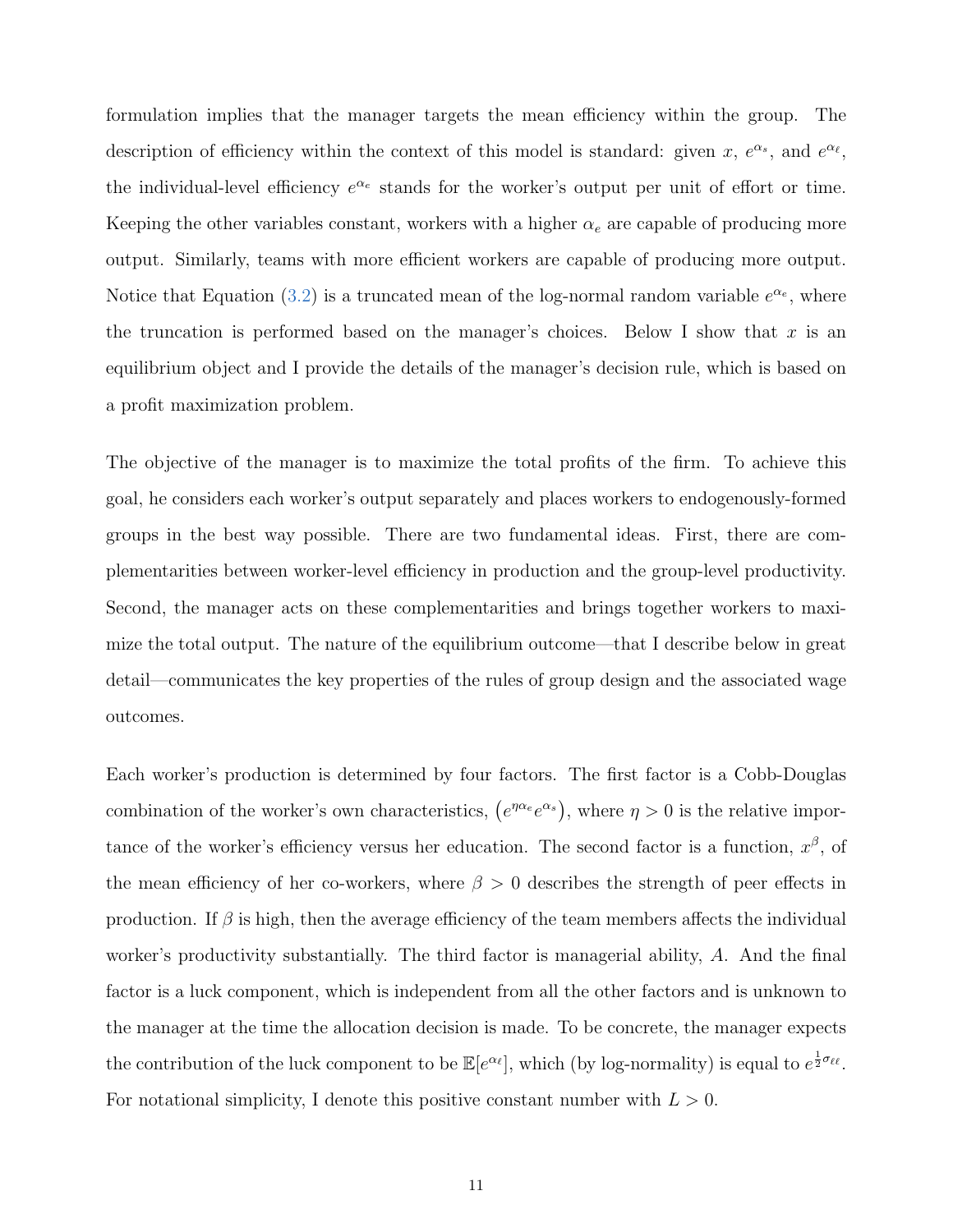formulation implies that the manager targets the mean efficiency within the group. The description of efficiency within the context of this model is standard: given $x$, $e^{\alpha_s}$, and $e^{\alpha_\ell}$, the individual-level efficiency $e^{\alpha_e}$ stands for the worker's output per unit of effort or time. Keeping the other variables constant, workers with a higher $\alpha_e$ are capable of producing more output. Similarly, teams with more efficient workers are capable of producing more output. Notice that Equation (3.2) is a truncated mean of the log-normal random variable $e^{\alpha_e}$, where the truncation is performed based on the manager's choices. Below I show that $x$ is an equilibrium object and I provide the details of the manager's decision rule, which is based on a profit maximization problem.

The objective of the manager is to maximize the total profits of the firm. To achieve this goal, he considers each worker's output separately and places workers to endogenously-formed groups in the best way possible. There are two fundamental ideas. First, there are complementarities between worker-level efficiency in production and the group-level productivity. Second, the manager acts on these complementarities and brings together workers to maximize the total output. The nature of the equilibrium outcome—that I describe below in great detail—communicates the key properties of the rules of group design and the associated wage outcomes.

Each worker's production is determined by four factors. The first factor is a Cobb-Douglas combination of the worker's own characteristics, $\left(e^{\eta\alpha_e}e^{\alpha_s}\right)$, where $\eta > 0$ is the relative importance of the worker's efficiency versus her education. The second factor is a function, $x^\beta$, of the mean efficiency of her co-workers, where $\beta > 0$ describes the strength of peer effects in production. If $\beta$ is high, then the average efficiency of the team members affects the individual worker's productivity substantially. The third factor is managerial ability, $A$. And the final factor is a luck component, which is independent from all the other factors and is unknown to the manager at the time the allocation decision is made. To be concrete, the manager expects the contribution of the luck component to be $\mathbb{E}[e^{\alpha_\ell}]$, which (by log-normality) is equal to $e^{\frac{1}{2}\sigma_{\ell\ell}}$. For notational simplicity, I denote this positive constant number with $L > 0$.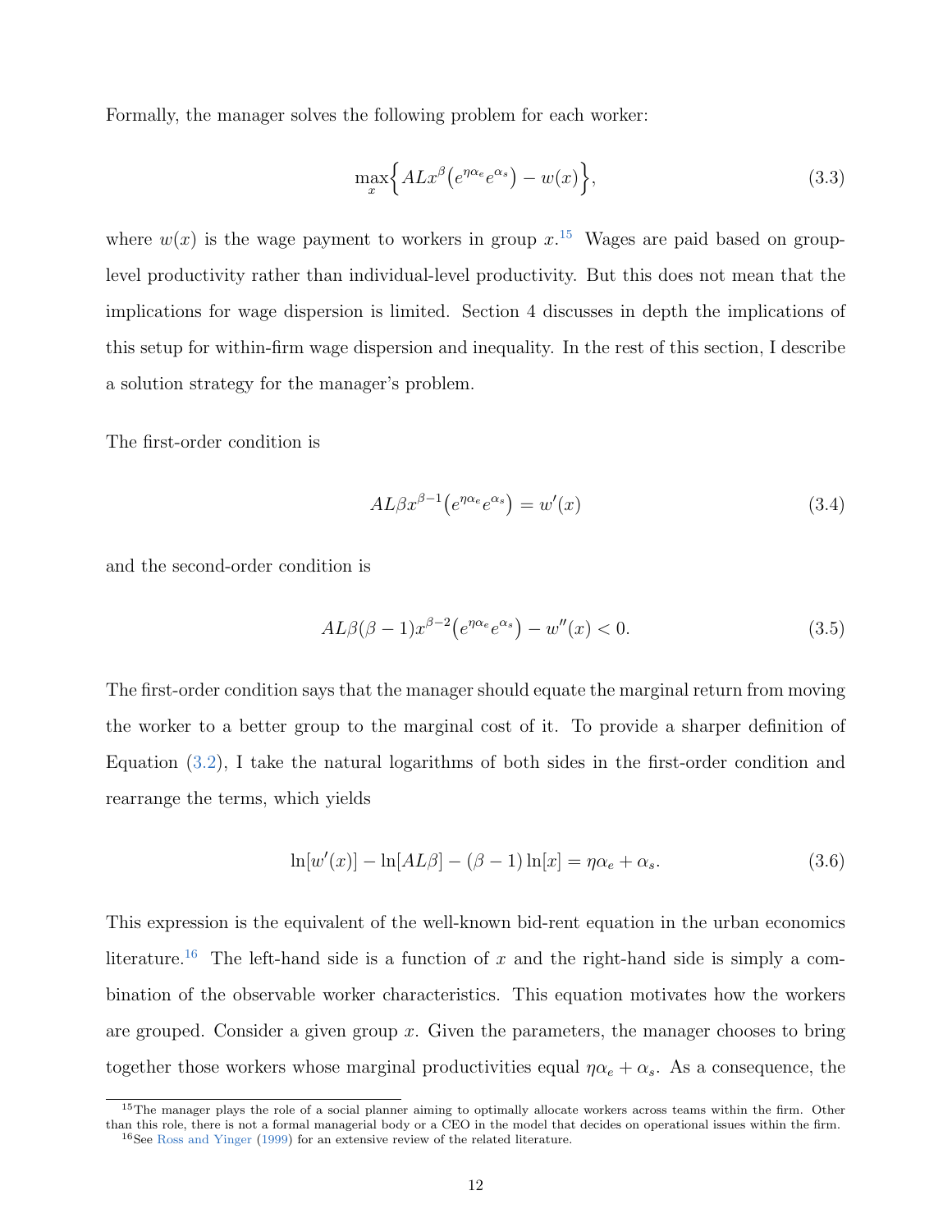Formally, the manager solves the following problem for each worker:

$$\max_{x} \Big\{ ALx^{\beta} \big( e^{\eta \alpha_e} e^{\alpha_s} \big) - w(x) \Big\}, \tag{3.3}$$

where $w(x)$ is the wage payment to workers in group $x$.[15] Wages are paid based on group-level productivity rather than individual-level productivity. But this does not mean that the implications for wage dispersion is limited. Section 4 discusses in depth the implications of this setup for within-firm wage dispersion and inequality. In the rest of this section, I describe a solution strategy for the manager's problem.

The first-order condition is

$$AL\beta x^{\beta-1} \big( e^{\eta \alpha_e} e^{\alpha_s} \big) = w'(x) \tag{3.4}$$

and the second-order condition is

$$AL\beta(\beta-1) x^{\beta-2} \big( e^{\eta \alpha_e} e^{\alpha_s} \big) - w''(x) < 0. \tag{3.5}$$

The first-order condition says that the manager should equate the marginal return from moving the worker to a better group to the marginal cost of it. To provide a sharper definition of Equation (3.2), I take the natural logarithms of both sides in the first-order condition and rearrange the terms, which yields

$$\ln[w'(x)] - \ln[AL\beta] - (\beta - 1)\ln[x] = \eta \alpha_e + \alpha_s. \tag{3.6}$$

This expression is the equivalent of the well-known bid-rent equation in the urban economics literature.[16] The left-hand side is a function of $x$ and the right-hand side is simply a combination of the observable worker characteristics. This equation motivates how the workers are grouped. Consider a given group $x$. Given the parameters, the manager chooses to bring together those workers whose marginal productivities equal $\eta \alpha_e + \alpha_s$. As a consequence, the

[15] The manager plays the role of a social planner aiming to optimally allocate workers across teams within the firm. Other than this role, there is not a formal managerial body or a CEO in the model that decides on operational issues within the firm.

[16] See Ross and Yinger (1999) for an extensive review of the related literature.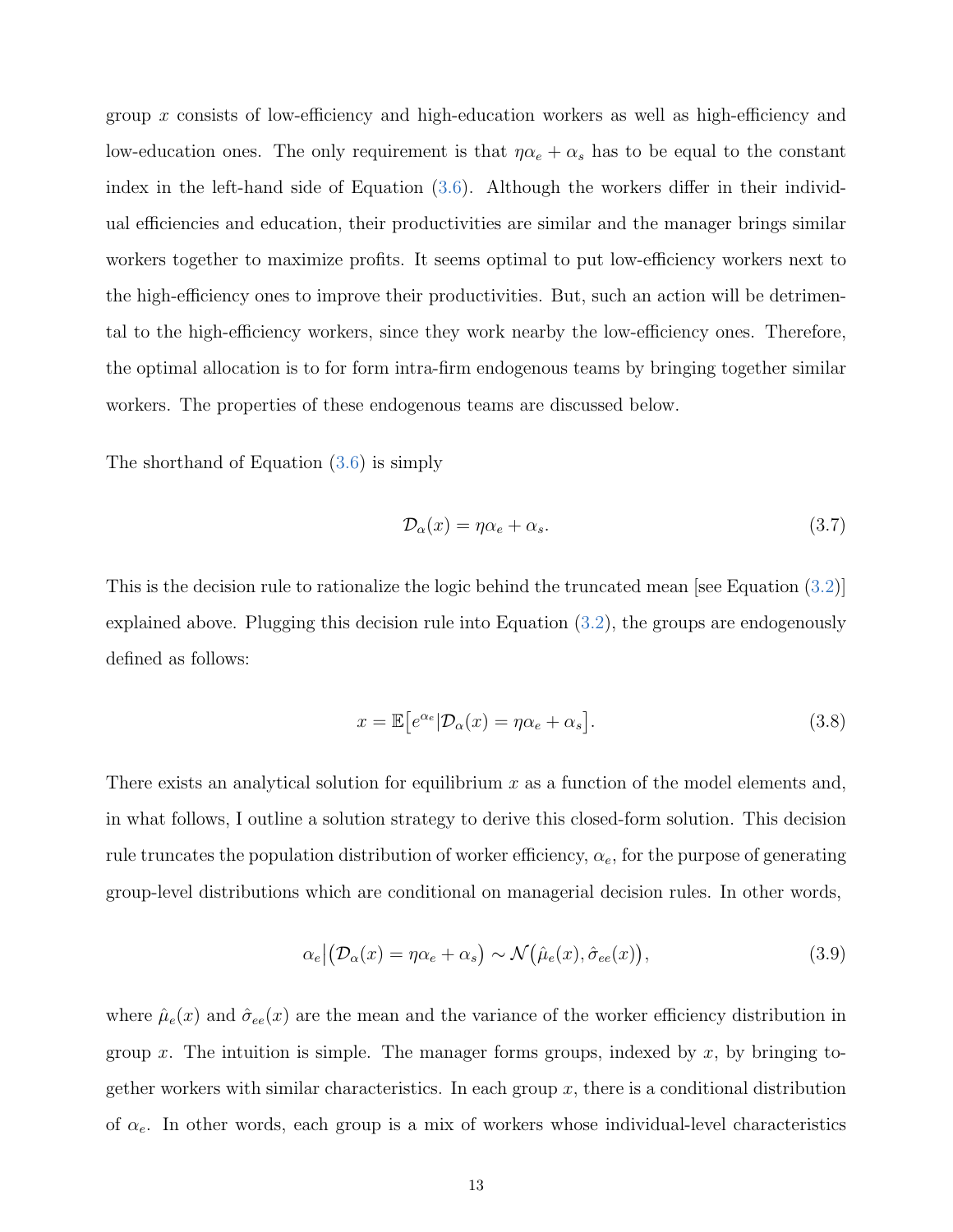group $x$ consists of low-efficiency and high-education workers as well as high-efficiency and low-education ones. The only requirement is that $\eta\alpha_e + \alpha_s$ has to be equal to the constant index in the left-hand side of Equation (3.6). Although the workers differ in their individual efficiencies and education, their productivities are similar and the manager brings similar workers together to maximize profits. It seems optimal to put low-efficiency workers next to the high-efficiency ones to improve their productivities. But, such an action will be detrimental to the high-efficiency workers, since they work nearby the low-efficiency ones. Therefore, the optimal allocation is to for form intra-firm endogenous teams by bringing together similar workers. The properties of these endogenous teams are discussed below.

The shorthand of Equation (3.6) is simply

$$\mathcal{D}_\alpha(x) = \eta\alpha_e + \alpha_s. \tag{3.7}$$

This is the decision rule to rationalize the logic behind the truncated mean [see Equation (3.2)] explained above. Plugging this decision rule into Equation (3.2), the groups are endogenously defined as follows:

$$x = \mathbb{E}\big[e^{\alpha_e} | \mathcal{D}_\alpha(x) = \eta\alpha_e + \alpha_s\big]. \tag{3.8}$$

There exists an analytical solution for equilibrium $x$ as a function of the model elements and, in what follows, I outline a solution strategy to derive this closed-form solution. This decision rule truncates the population distribution of worker efficiency, $\alpha_e$, for the purpose of generating group-level distributions which are conditional on managerial decision rules. In other words,

$$\alpha_e \big| \big(\mathcal{D}_\alpha(x) = \eta\alpha_e + \alpha_s\big) \sim \mathcal{N}\big(\hat{\mu}_e(x), \hat{\sigma}_{ee}(x)\big), \tag{3.9}$$

where $\hat{\mu}_e(x)$ and $\hat{\sigma}_{ee}(x)$ are the mean and the variance of the worker efficiency distribution in group $x$. The intuition is simple. The manager forms groups, indexed by $x$, by bringing together workers with similar characteristics. In each group $x$, there is a conditional distribution of $\alpha_e$. In other words, each group is a mix of workers whose individual-level characteristics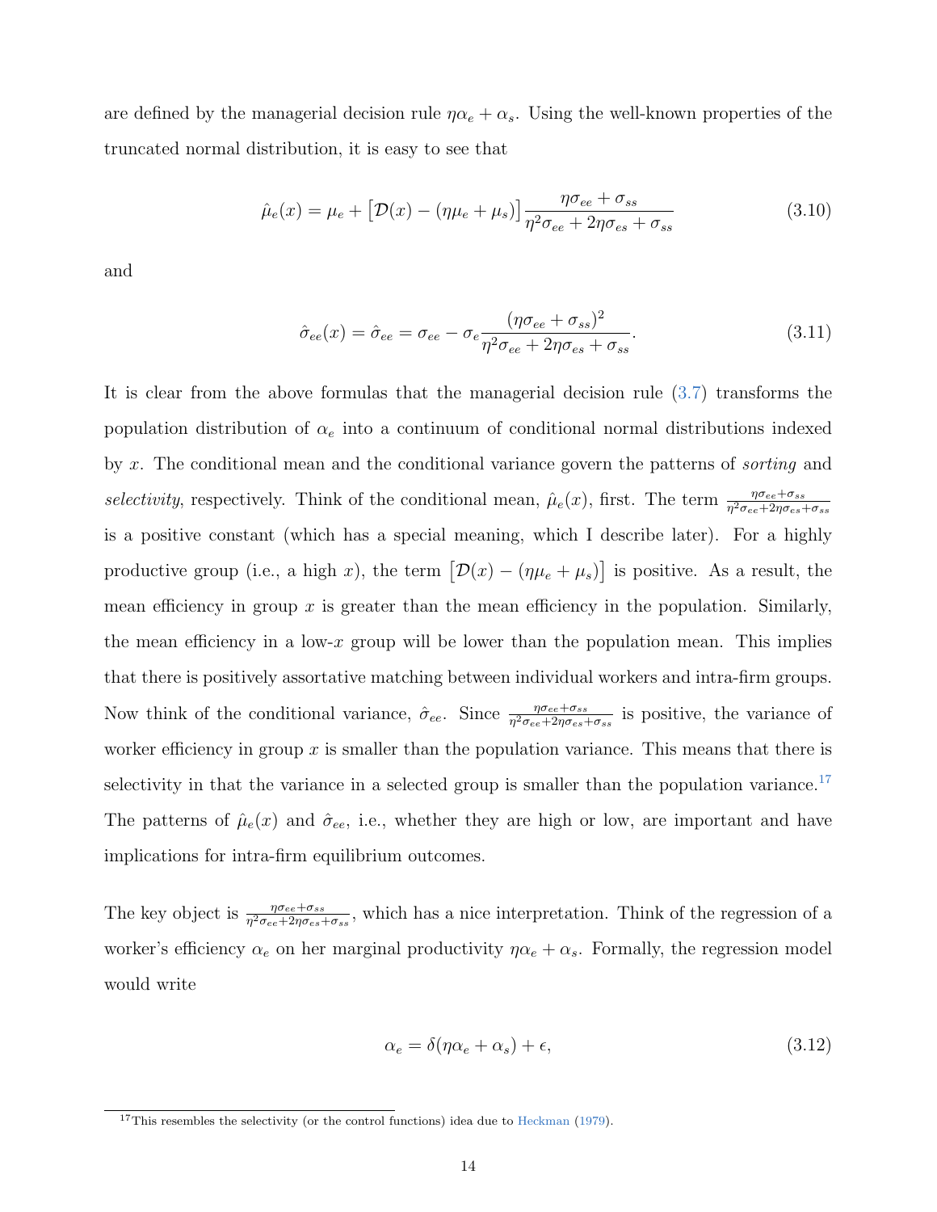are defined by the managerial decision rule $\eta\alpha_e + \alpha_s$. Using the well-known properties of the truncated normal distribution, it is easy to see that

$$\hat{\mu}_e(x) = \mu_e + \left[\mathcal{D}(x) - (\eta\mu_e + \mu_s)\right] \frac{\eta\sigma_{ee} + \sigma_{ss}}{\eta^2\sigma_{ee} + 2\eta\sigma_{es} + \sigma_{ss}} \tag{3.10}$$

and

$$\hat{\sigma}_{ee}(x) = \hat{\sigma}_{ee} = \sigma_{ee} - \sigma_e \frac{(\eta\sigma_{ee} + \sigma_{ss})^2}{\eta^2\sigma_{ee} + 2\eta\sigma_{es} + \sigma_{ss}}. \tag{3.11}$$

It is clear from the above formulas that the managerial decision rule (3.7) transforms the population distribution of $\alpha_e$ into a continuum of conditional normal distributions indexed by $x$. The conditional mean and the conditional variance govern the patterns of *sorting* and *selectivity*, respectively. Think of the conditional mean, $\hat{\mu}_e(x)$, first. The term $\frac{\eta\sigma_{ee}+\sigma_{ss}}{\eta^2\sigma_{ee}+2\eta\sigma_{es}+\sigma_{ss}}$ is a positive constant (which has a special meaning, which I describe later). For a highly productive group (i.e., a high $x$), the term $\left[\mathcal{D}(x) - (\eta\mu_e + \mu_s)\right]$ is positive. As a result, the mean efficiency in group $x$ is greater than the mean efficiency in the population. Similarly, the mean efficiency in a low-$x$ group will be lower than the population mean. This implies that there is positively assortative matching between individual workers and intra-firm groups. Now think of the conditional variance, $\hat{\sigma}_{ee}$. Since $\frac{\eta\sigma_{ee}+\sigma_{ss}}{\eta^2\sigma_{ee}+2\eta\sigma_{es}+\sigma_{ss}}$ is positive, the variance of worker efficiency in group $x$ is smaller than the population variance. This means that there is selectivity in that the variance in a selected group is smaller than the population variance.[17] The patterns of $\hat{\mu}_e(x)$ and $\hat{\sigma}_{ee}$, i.e., whether they are high or low, are important and have implications for intra-firm equilibrium outcomes.

The key object is $\frac{\eta\sigma_{ee}+\sigma_{ss}}{\eta^2\sigma_{ee}+2\eta\sigma_{es}+\sigma_{ss}}$, which has a nice interpretation. Think of the regression of a worker's efficiency $\alpha_e$ on her marginal productivity $\eta\alpha_e + \alpha_s$. Formally, the regression model would write

$$\alpha_e = \delta(\eta\alpha_e + \alpha_s) + \epsilon, \tag{3.12}$$

[17] This resembles the selectivity (or the control functions) idea due to Heckman (1979).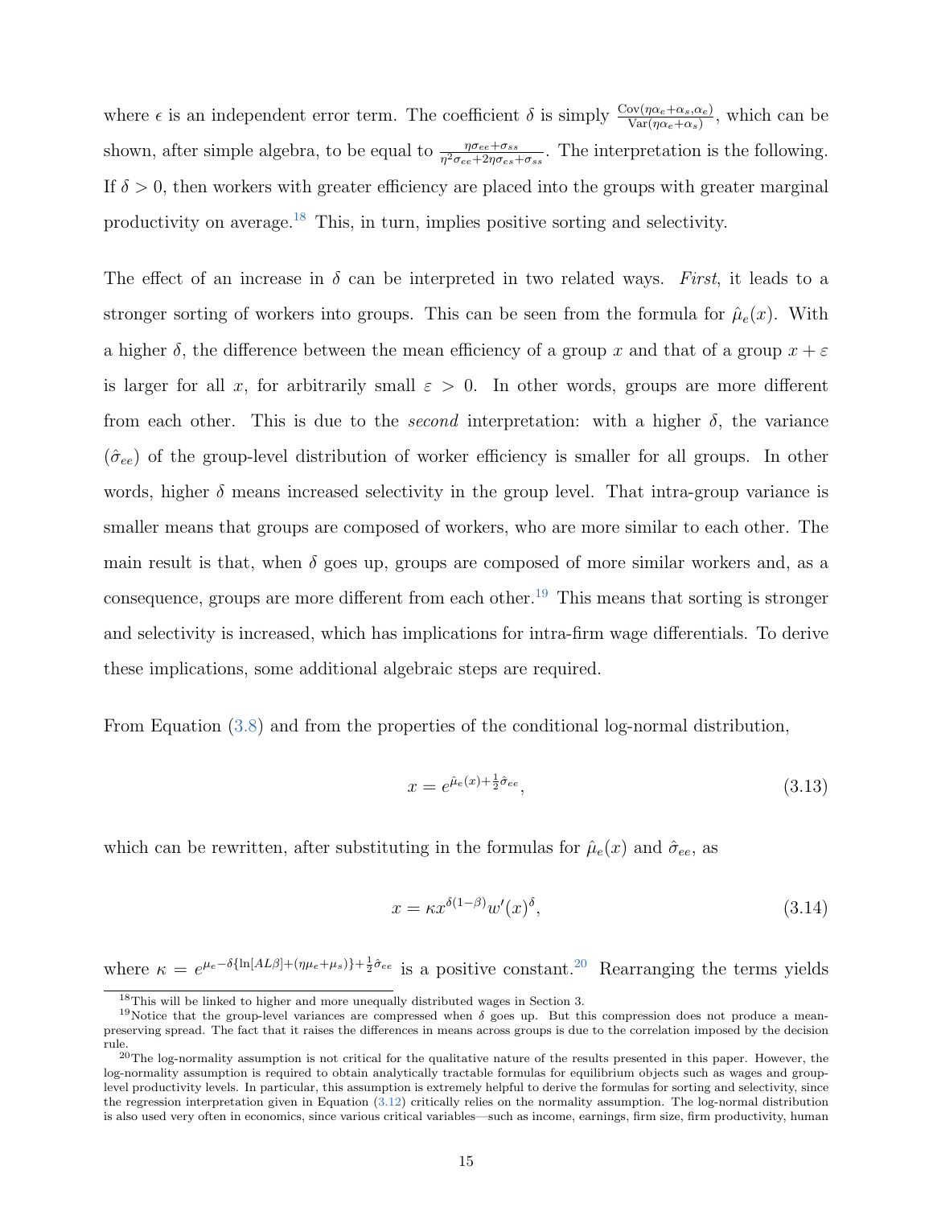where $\epsilon$ is an independent error term. The coefficient $\delta$ is simply $\frac{\text{Cov}(\eta\alpha_e+\alpha_s,\alpha_e)}{\text{Var}(\eta\alpha_e+\alpha_s)}$, which can be shown, after simple algebra, to be equal to $\frac{\eta\sigma_{ee}+\sigma_{ss}}{\eta^2\sigma_{ee}+2\eta\sigma_{es}+\sigma_{ss}}$. The interpretation is the following. If $\delta > 0$, then workers with greater efficiency are placed into the groups with greater marginal productivity on average.[18] This, in turn, implies positive sorting and selectivity.

The effect of an increase in $\delta$ can be interpreted in two related ways. *First*, it leads to a stronger sorting of workers into groups. This can be seen from the formula for $\hat{\mu}_e(x)$. With a higher $\delta$, the difference between the mean efficiency of a group $x$ and that of a group $x + \varepsilon$ is larger for all $x$, for arbitrarily small $\varepsilon > 0$. In other words, groups are more different from each other. This is due to the *second* interpretation: with a higher $\delta$, the variance ($\hat{\sigma}_{ee}$) of the group-level distribution of worker efficiency is smaller for all groups. In other words, higher $\delta$ means increased selectivity in the group level. That intra-group variance is smaller means that groups are composed of workers, who are more similar to each other. The main result is that, when $\delta$ goes up, groups are composed of more similar workers and, as a consequence, groups are more different from each other.[19] This means that sorting is stronger and selectivity is increased, which has implications for intra-firm wage differentials. To derive these implications, some additional algebraic steps are required.

From Equation (3.8) and from the properties of the conditional log-normal distribution,

$$x = e^{\hat{\mu}_e(x)+\frac{1}{2}\hat{\sigma}_{ee}}, \tag{3.13}$$

which can be rewritten, after substituting in the formulas for $\hat{\mu}_e(x)$ and $\hat{\sigma}_{ee}$, as

$$x = \kappa x^{\delta(1-\beta)} w'(x)^{\delta}, \tag{3.14}$$

where $\kappa = e^{\mu_e - \delta\{\ln[AL\beta]+(\eta\mu_e+\mu_s)\}+\frac{1}{2}\hat{\sigma}_{ee}}$ is a positive constant.[20] Rearranging the terms yields

---

[18] This will be linked to higher and more unequally distributed wages in Section 3.

[19] Notice that the group-level variances are compressed when $\delta$ goes up. But this compression does not produce a mean-preserving spread. The fact that it raises the differences in means across groups is due to the correlation imposed by the decision rule.

[20] The log-normality assumption is not critical for the qualitative nature of the results presented in this paper. However, the log-normality assumption is required to obtain analytically tractable formulas for equilibrium objects such as wages and group-level productivity levels. In particular, this assumption is extremely helpful to derive the formulas for sorting and selectivity, since the regression interpretation given in Equation (3.12) critically relies on the normality assumption. The log-normal distribution is also used very often in economics, since various critical variables—such as income, earnings, firm size, firm productivity, human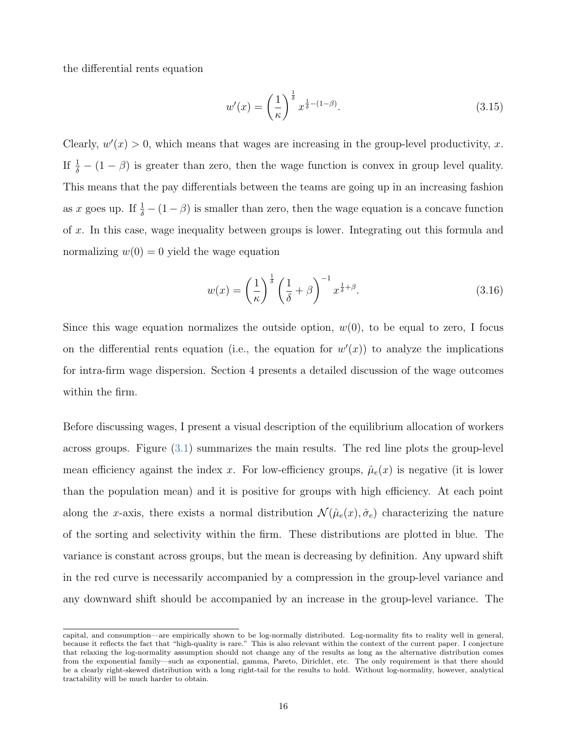the differential rents equation

$$w'(x) = \left(\frac{1}{\kappa}\right)^{\frac{1}{\delta}} x^{\frac{1}{\delta}-(1-\beta)}. \tag{3.15}$$

Clearly, $w'(x) > 0$, which means that wages are increasing in the group-level productivity, $x$. If $\frac{1}{\delta} - (1 - \beta)$ is greater than zero, then the wage function is convex in group level quality. This means that the pay differentials between the teams are going up in an increasing fashion as $x$ goes up. If $\frac{1}{\delta} - (1 - \beta)$ is smaller than zero, then the wage equation is a concave function of $x$. In this case, wage inequality between groups is lower. Integrating out this formula and normalizing $w(0) = 0$ yield the wage equation

$$w(x) = \left(\frac{1}{\kappa}\right)^{\frac{1}{\delta}} \left(\frac{1}{\delta} + \beta\right)^{-1} x^{\frac{1}{\delta}+\beta}. \tag{3.16}$$

Since this wage equation normalizes the outside option, $w(0)$, to be equal to zero, I focus on the differential rents equation (i.e., the equation for $w'(x)$) to analyze the implications for intra-firm wage dispersion. Section 4 presents a detailed discussion of the wage outcomes within the firm.

Before discussing wages, I present a visual description of the equilibrium allocation of workers across groups. Figure (3.1) summarizes the main results. The red line plots the group-level mean efficiency against the index $x$. For low-efficiency groups, $\hat{\mu}_e(x)$ is negative (it is lower than the population mean) and it is positive for groups with high efficiency. At each point along the $x$-axis, there exists a normal distribution $\mathcal{N}(\hat{\mu}_e(x), \hat{\sigma}_e)$ characterizing the nature of the sorting and selectivity within the firm. These distributions are plotted in blue. The variance is constant across groups, but the mean is decreasing by definition. Any upward shift in the red curve is necessarily accompanied by a compression in the group-level variance and any downward shift should be accompanied by an increase in the group-level variance. The

capital, and consumption—are empirically shown to be log-normally distributed. Log-normality fits to reality well in general, because it reflects the fact that "high-quality is rare." This is also relevant within the context of the current paper. I conjecture that relaxing the log-normality assumption should not change any of the results as long as the alternative distribution comes from the exponential family—such as exponential, gamma, Pareto, Dirichlet, etc. The only requirement is that there should be a clearly right-skewed distribution with a long right-tail for the results to hold. Without log-normality, however, analytical tractability will be much harder to obtain.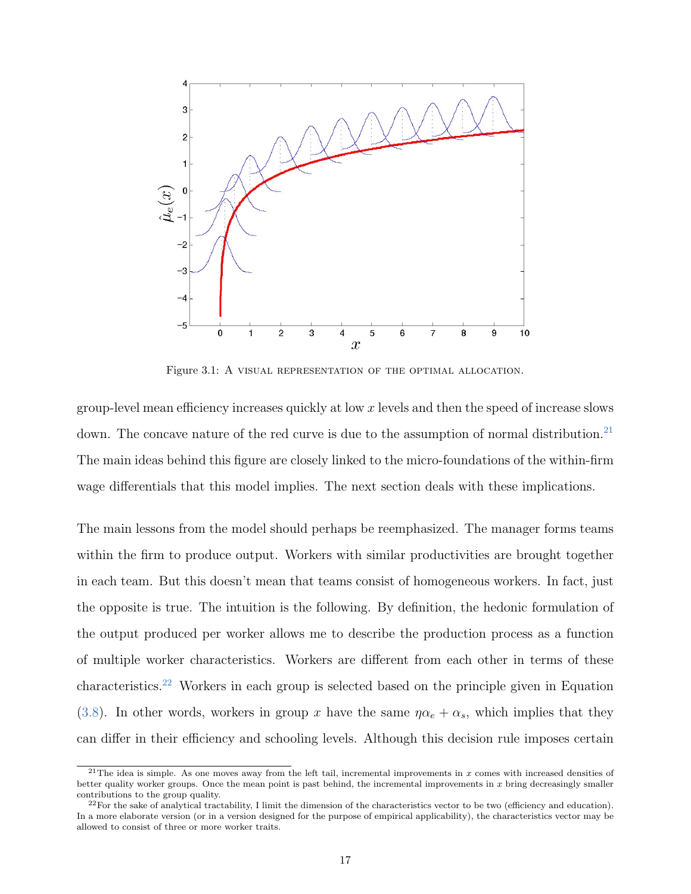$\hat{\mu}_e(x)$

4
3
2
1
0
−1
−2
−3
−4
−5

0 1 2 3 4 5 6 7 8 9 10

$x$

Figure 3.1: A VISUAL REPRESENTATION OF THE OPTIMAL ALLOCATION.

group-level mean efficiency increases quickly at low $x$ levels and then the speed of increase slows down. The concave nature of the red curve is due to the assumption of normal distribution.[21] The main ideas behind this figure are closely linked to the micro-foundations of the within-firm wage differentials that this model implies. The next section deals with these implications.

The main lessons from the model should perhaps be reemphasized. The manager forms teams within the firm to produce output. Workers with similar productivities are brought together in each team. But this doesn't mean that teams consist of homogeneous workers. In fact, just the opposite is true. The intuition is the following. By definition, the hedonic formulation of the output produced per worker allows me to describe the production process as a function of multiple worker characteristics. Workers are different from each other in terms of these characteristics.[22] Workers in each group is selected based on the principle given in Equation (3.8). In other words, workers in group $x$ have the same $\eta\alpha_e + \alpha_s$, which implies that they can differ in their efficiency and schooling levels. Although this decision rule imposes certain

[21] The idea is simple. As one moves away from the left tail, incremental improvements in $x$ comes with increased densities of better quality worker groups. Once the mean point is past behind, the incremental improvements in $x$ bring decreasingly smaller contributions to the group quality.

[22] For the sake of analytical tractability, I limit the dimension of the characteristics vector to be two (efficiency and education). In a more elaborate version (or in a version designed for the purpose of empirical applicability), the characteristics vector may be allowed to consist of three or more worker traits.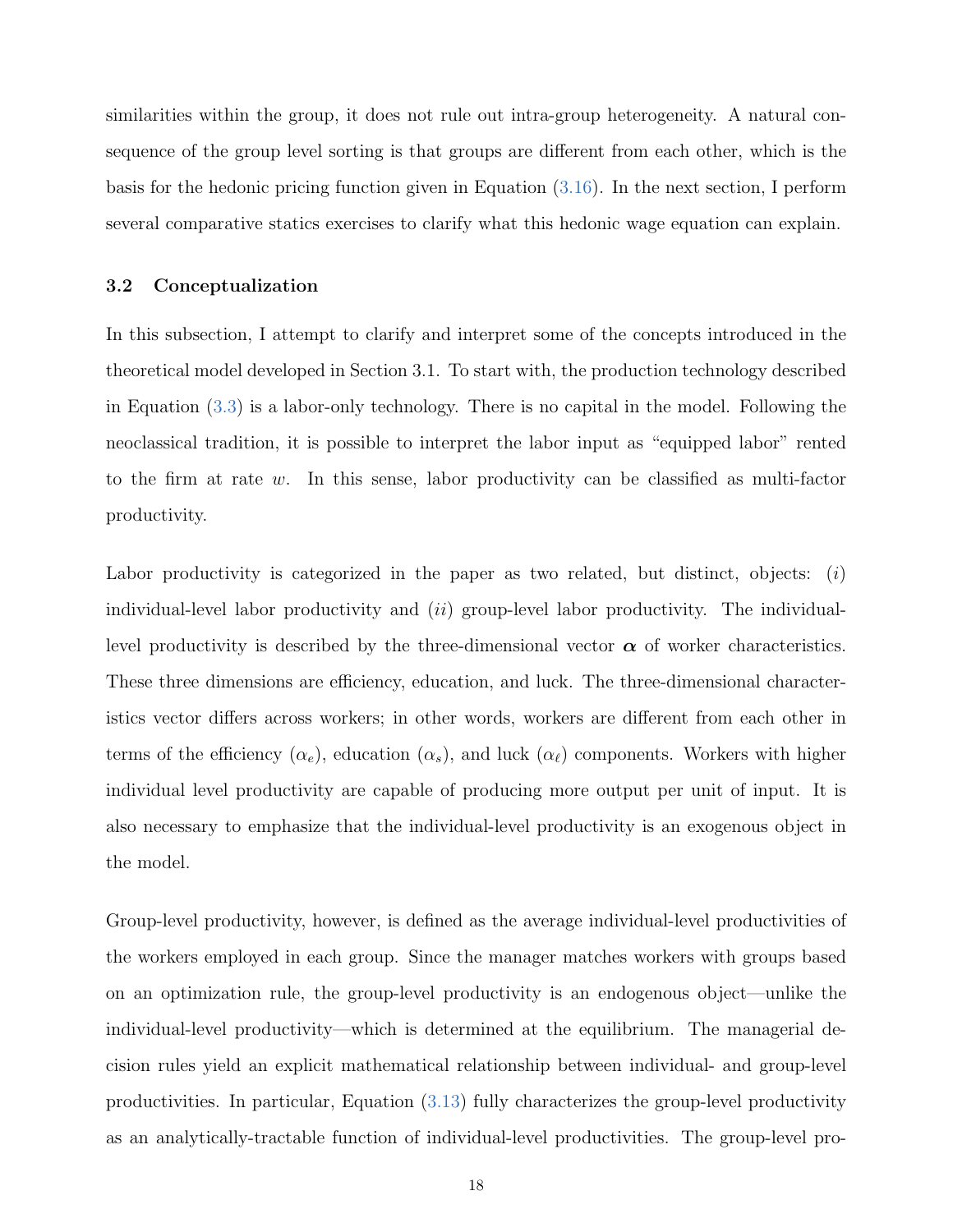similarities within the group, it does not rule out intra-group heterogeneity. A natural consequence of the group level sorting is that groups are different from each other, which is the basis for the hedonic pricing function given in Equation (3.16). In the next section, I perform several comparative statics exercises to clarify what this hedonic wage equation can explain.

### 3.2 Conceptualization

In this subsection, I attempt to clarify and interpret some of the concepts introduced in the theoretical model developed in Section 3.1. To start with, the production technology described in Equation (3.3) is a labor-only technology. There is no capital in the model. Following the neoclassical tradition, it is possible to interpret the labor input as "equipped labor" rented to the firm at rate $w$. In this sense, labor productivity can be classified as multi-factor productivity.

Labor productivity is categorized in the paper as two related, but distinct, objects: $(i)$ individual-level labor productivity and $(ii)$ group-level labor productivity. The individual-level productivity is described by the three-dimensional vector $\boldsymbol{\alpha}$ of worker characteristics. These three dimensions are efficiency, education, and luck. The three-dimensional characteristics vector differs across workers; in other words, workers are different from each other in terms of the efficiency ($\alpha_e$), education ($\alpha_s$), and luck ($\alpha_\ell$) components. Workers with higher individual level productivity are capable of producing more output per unit of input. It is also necessary to emphasize that the individual-level productivity is an exogenous object in the model.

Group-level productivity, however, is defined as the average individual-level productivities of the workers employed in each group. Since the manager matches workers with groups based on an optimization rule, the group-level productivity is an endogenous object—unlike the individual-level productivity—which is determined at the equilibrium. The managerial decision rules yield an explicit mathematical relationship between individual- and group-level productivities. In particular, Equation (3.13) fully characterizes the group-level productivity as an analytically-tractable function of individual-level productivities. The group-level pro-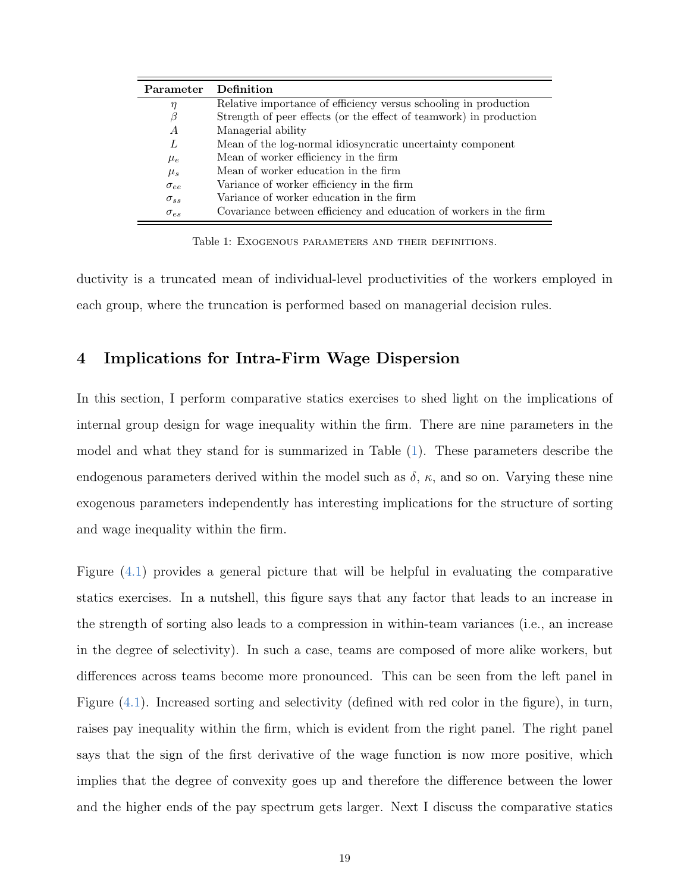| Parameter | Definition |
|---|---|
| $\eta$ | Relative importance of efficiency versus schooling in production |
| $\beta$ | Strength of peer effects (or the effect of teamwork) in production |
| $A$ | Managerial ability |
| $L$ | Mean of the log-normal idiosyncratic uncertainty component |
| $\mu_e$ | Mean of worker efficiency in the firm |
| $\mu_s$ | Mean of worker education in the firm |
| $\sigma_{ee}$ | Variance of worker efficiency in the firm |
| $\sigma_{ss}$ | Variance of worker education in the firm |
| $\sigma_{es}$ | Covariance between efficiency and education of workers in the firm |

Table 1: Exogenous parameters and their definitions.

ductivity is a truncated mean of individual-level productivities of the workers employed in each group, where the truncation is performed based on managerial decision rules.

## 4 Implications for Intra-Firm Wage Dispersion

In this section, I perform comparative statics exercises to shed light on the implications of internal group design for wage inequality within the firm. There are nine parameters in the model and what they stand for is summarized in Table (1). These parameters describe the endogenous parameters derived within the model such as $\delta$, $\kappa$, and so on. Varying these nine exogenous parameters independently has interesting implications for the structure of sorting and wage inequality within the firm.

Figure (4.1) provides a general picture that will be helpful in evaluating the comparative statics exercises. In a nutshell, this figure says that any factor that leads to an increase in the strength of sorting also leads to a compression in within-team variances (i.e., an increase in the degree of selectivity). In such a case, teams are composed of more alike workers, but differences across teams become more pronounced. This can be seen from the left panel in Figure (4.1). Increased sorting and selectivity (defined with red color in the figure), in turn, raises pay inequality within the firm, which is evident from the right panel. The right panel says that the sign of the first derivative of the wage function is now more positive, which implies that the degree of convexity goes up and therefore the difference between the lower and the higher ends of the pay spectrum gets larger. Next I discuss the comparative statics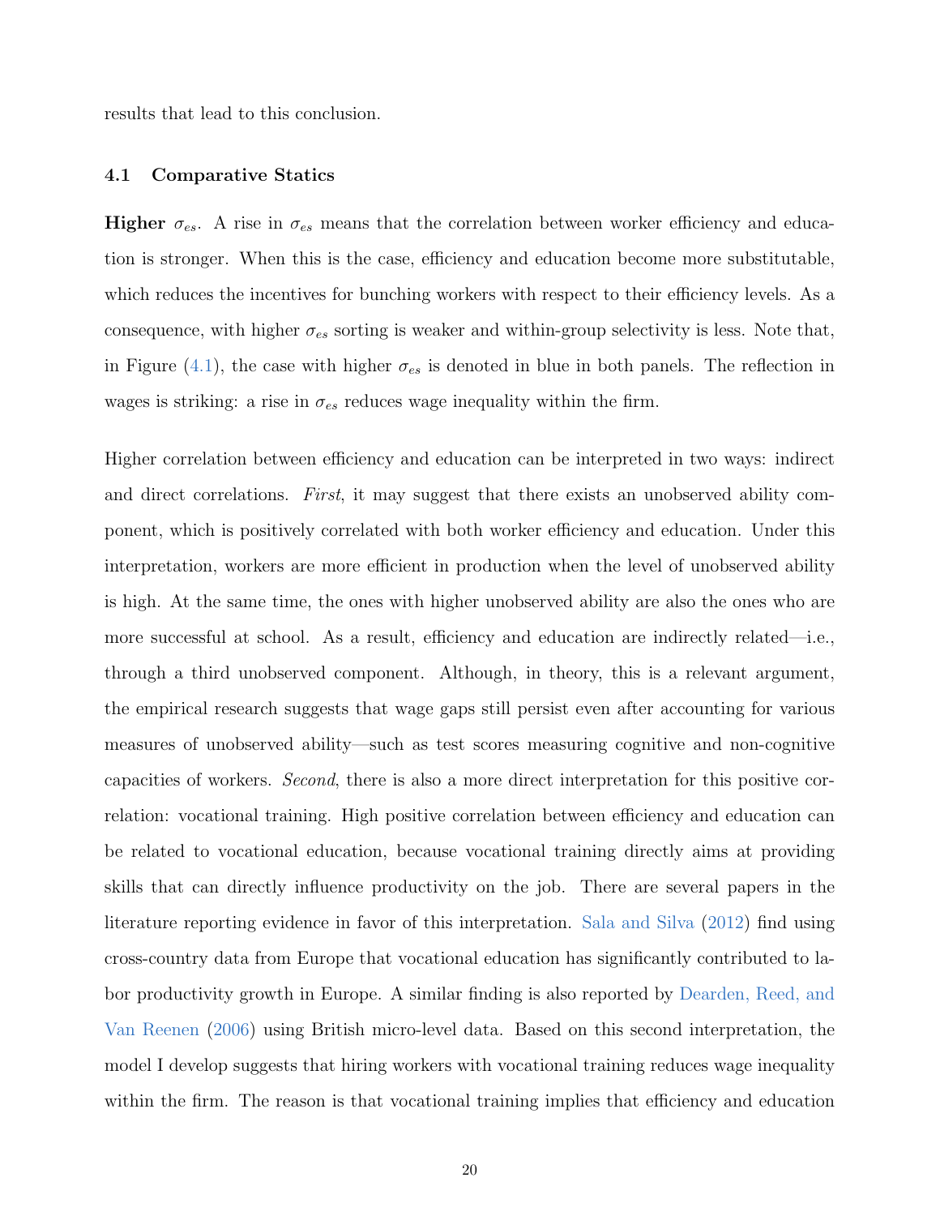results that lead to this conclusion.

### 4.1 Comparative Statics

**Higher $\sigma_{es}$.** A rise in $\sigma_{es}$ means that the correlation between worker efficiency and education is stronger. When this is the case, efficiency and education become more substitutable, which reduces the incentives for bunching workers with respect to their efficiency levels. As a consequence, with higher $\sigma_{es}$ sorting is weaker and within-group selectivity is less. Note that, in Figure (4.1), the case with higher $\sigma_{es}$ is denoted in blue in both panels. The reflection in wages is striking: a rise in $\sigma_{es}$ reduces wage inequality within the firm.

Higher correlation between efficiency and education can be interpreted in two ways: indirect and direct correlations. *First*, it may suggest that there exists an unobserved ability component, which is positively correlated with both worker efficiency and education. Under this interpretation, workers are more efficient in production when the level of unobserved ability is high. At the same time, the ones with higher unobserved ability are also the ones who are more successful at school. As a result, efficiency and education are indirectly related—i.e., through a third unobserved component. Although, in theory, this is a relevant argument, the empirical research suggests that wage gaps still persist even after accounting for various measures of unobserved ability—such as test scores measuring cognitive and non-cognitive capacities of workers. *Second*, there is also a more direct interpretation for this positive correlation: vocational training. High positive correlation between efficiency and education can be related to vocational education, because vocational training directly aims at providing skills that can directly influence productivity on the job. There are several papers in the literature reporting evidence in favor of this interpretation. Sala and Silva (2012) find using cross-country data from Europe that vocational education has significantly contributed to labor productivity growth in Europe. A similar finding is also reported by Dearden, Reed, and Van Reenen (2006) using British micro-level data. Based on this second interpretation, the model I develop suggests that hiring workers with vocational training reduces wage inequality within the firm. The reason is that vocational training implies that efficiency and education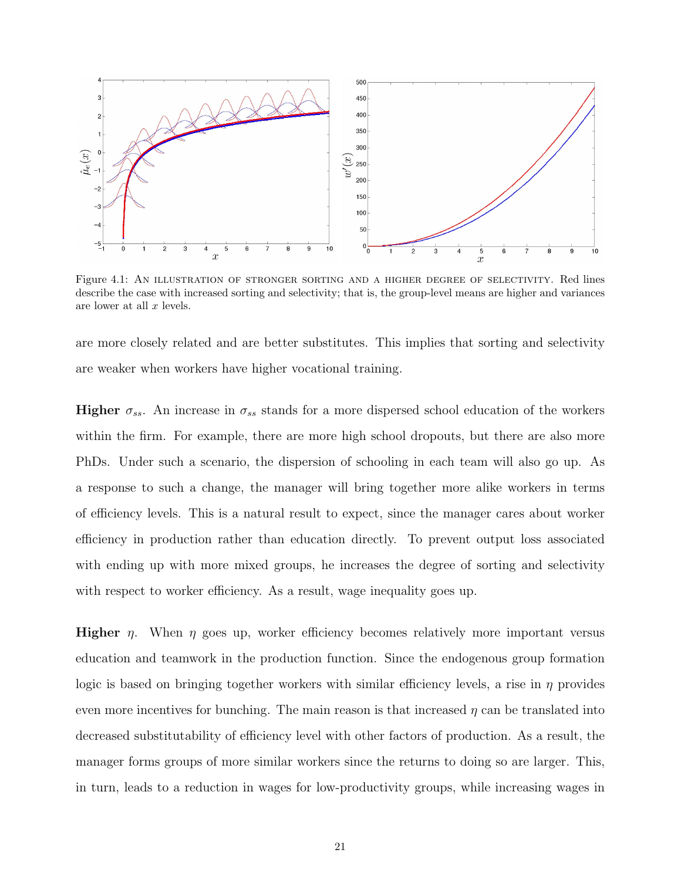$\hat{\mu}_e(x)$

4
3
2
1
0
−1
−2
−3
−4
−5

−1 0 1 2 3 4 5 6 7 8 9 10

$x$

$w'(x)$

500
450
400
350
300
250
200
150
100
50
0

0 1 2 3 4 5 6 7 8 9 10

$x$

Figure 4.1: An illustration of stronger sorting and a higher degree of selectivity. Red lines describe the case with increased sorting and selectivity; that is, the group-level means are higher and variances are lower at all $x$ levels.

are more closely related and are better substitutes. This implies that sorting and selectivity are weaker when workers have higher vocational training.

**Higher $\sigma_{ss}$.** An increase in $\sigma_{ss}$ stands for a more dispersed school education of the workers within the firm. For example, there are more high school dropouts, but there are also more PhDs. Under such a scenario, the dispersion of schooling in each team will also go up. As a response to such a change, the manager will bring together more alike workers in terms of efficiency levels. This is a natural result to expect, since the manager cares about worker efficiency in production rather than education directly. To prevent output loss associated with ending up with more mixed groups, he increases the degree of sorting and selectivity with respect to worker efficiency. As a result, wage inequality goes up.

**Higher $\eta$.** When $\eta$ goes up, worker efficiency becomes relatively more important versus education and teamwork in the production function. Since the endogenous group formation logic is based on bringing together workers with similar efficiency levels, a rise in $\eta$ provides even more incentives for bunching. The main reason is that increased $\eta$ can be translated into decreased substitutability of efficiency level with other factors of production. As a result, the manager forms groups of more similar workers since the returns to doing so are larger. This, in turn, leads to a reduction in wages for low-productivity groups, while increasing wages in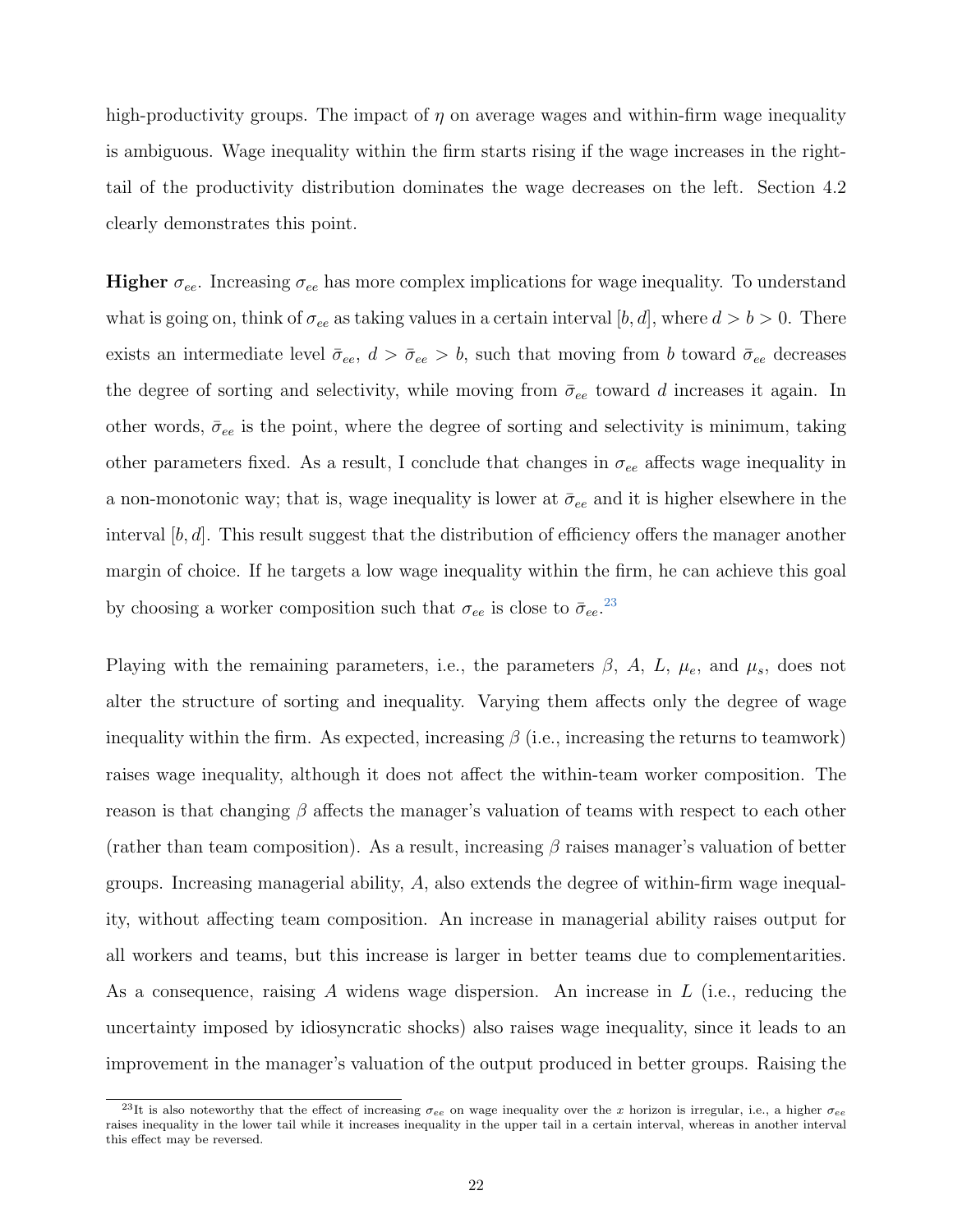high-productivity groups. The impact of $\eta$ on average wages and within-firm wage inequality is ambiguous. Wage inequality within the firm starts rising if the wage increases in the right-tail of the productivity distribution dominates the wage decreases on the left. Section 4.2 clearly demonstrates this point.

**Higher** $\sigma_{ee}$. Increasing $\sigma_{ee}$ has more complex implications for wage inequality. To understand what is going on, think of $\sigma_{ee}$ as taking values in a certain interval $[b, d]$, where $d > b > 0$. There exists an intermediate level $\bar{\sigma}_{ee}$, $d > \bar{\sigma}_{ee} > b$, such that moving from $b$ toward $\bar{\sigma}_{ee}$ decreases the degree of sorting and selectivity, while moving from $\bar{\sigma}_{ee}$ toward $d$ increases it again. In other words, $\bar{\sigma}_{ee}$ is the point, where the degree of sorting and selectivity is minimum, taking other parameters fixed. As a result, I conclude that changes in $\sigma_{ee}$ affects wage inequality in a non-monotonic way; that is, wage inequality is lower at $\bar{\sigma}_{ee}$ and it is higher elsewhere in the interval $[b, d]$. This result suggest that the distribution of efficiency offers the manager another margin of choice. If he targets a low wage inequality within the firm, he can achieve this goal by choosing a worker composition such that $\sigma_{ee}$ is close to $\bar{\sigma}_{ee}$.[23]

Playing with the remaining parameters, i.e., the parameters $\beta$, $A$, $L$, $\mu_e$, and $\mu_s$, does not alter the structure of sorting and inequality. Varying them affects only the degree of wage inequality within the firm. As expected, increasing $\beta$ (i.e., increasing the returns to teamwork) raises wage inequality, although it does not affect the within-team worker composition. The reason is that changing $\beta$ affects the manager's valuation of teams with respect to each other (rather than team composition). As a result, increasing $\beta$ raises manager's valuation of better groups. Increasing managerial ability, $A$, also extends the degree of within-firm wage inequality, without affecting team composition. An increase in managerial ability raises output for all workers and teams, but this increase is larger in better teams due to complementarities. As a consequence, raising $A$ widens wage dispersion. An increase in $L$ (i.e., reducing the uncertainty imposed by idiosyncratic shocks) also raises wage inequality, since it leads to an improvement in the manager's valuation of the output produced in better groups. Raising the

[23] It is also noteworthy that the effect of increasing $\sigma_{ee}$ on wage inequality over the $x$ horizon is irregular, i.e., a higher $\sigma_{ee}$ raises inequality in the lower tail while it increases inequality in the upper tail in a certain interval, whereas in another interval this effect may be reversed.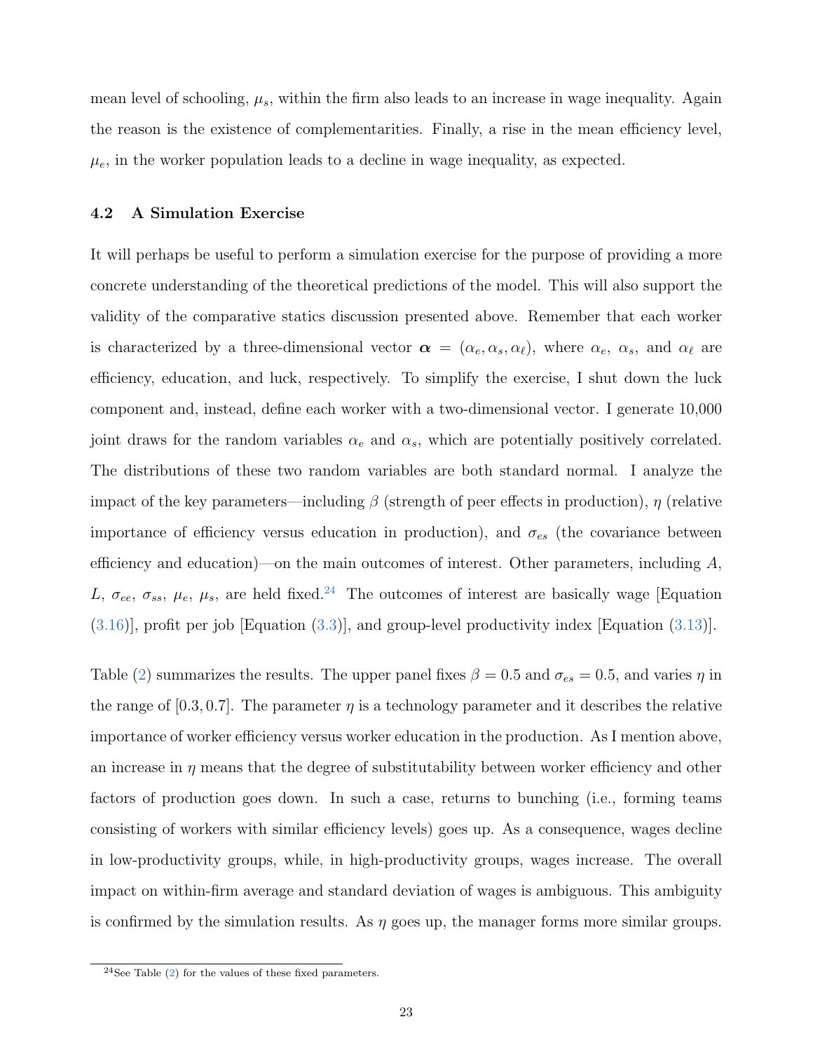mean level of schooling, $\mu_s$, within the firm also leads to an increase in wage inequality. Again the reason is the existence of complementarities. Finally, a rise in the mean efficiency level, $\mu_e$, in the worker population leads to a decline in wage inequality, as expected.

### 4.2 A Simulation Exercise

It will perhaps be useful to perform a simulation exercise for the purpose of providing a more concrete understanding of the theoretical predictions of the model. This will also support the validity of the comparative statics discussion presented above. Remember that each worker is characterized by a three-dimensional vector $\boldsymbol{\alpha} = (\alpha_e, \alpha_s, \alpha_\ell)$, where $\alpha_e$, $\alpha_s$, and $\alpha_\ell$ are efficiency, education, and luck, respectively. To simplify the exercise, I shut down the luck component and, instead, define each worker with a two-dimensional vector. I generate 10,000 joint draws for the random variables $\alpha_e$ and $\alpha_s$, which are potentially positively correlated. The distributions of these two random variables are both standard normal. I analyze the impact of the key parameters—including $\beta$ (strength of peer effects in production), $\eta$ (relative importance of efficiency versus education in production), and $\sigma_{es}$ (the covariance between efficiency and education)—on the main outcomes of interest. Other parameters, including $A$, $L$, $\sigma_{ee}$, $\sigma_{ss}$, $\mu_e$, $\mu_s$, are held fixed.[24] The outcomes of interest are basically wage [Equation (3.16)], profit per job [Equation (3.3)], and group-level productivity index [Equation (3.13)].

Table (2) summarizes the results. The upper panel fixes $\beta = 0.5$ and $\sigma_{es} = 0.5$, and varies $\eta$ in the range of $[0.3, 0.7]$. The parameter $\eta$ is a technology parameter and it describes the relative importance of worker efficiency versus worker education in the production. As I mention above, an increase in $\eta$ means that the degree of substitutability between worker efficiency and other factors of production goes down. In such a case, returns to bunching (i.e., forming teams consisting of workers with similar efficiency levels) goes up. As a consequence, wages decline in low-productivity groups, while, in high-productivity groups, wages increase. The overall impact on within-firm average and standard deviation of wages is ambiguous. This ambiguity is confirmed by the simulation results. As $\eta$ goes up, the manager forms more similar groups.

[24] See Table (2) for the values of these fixed parameters.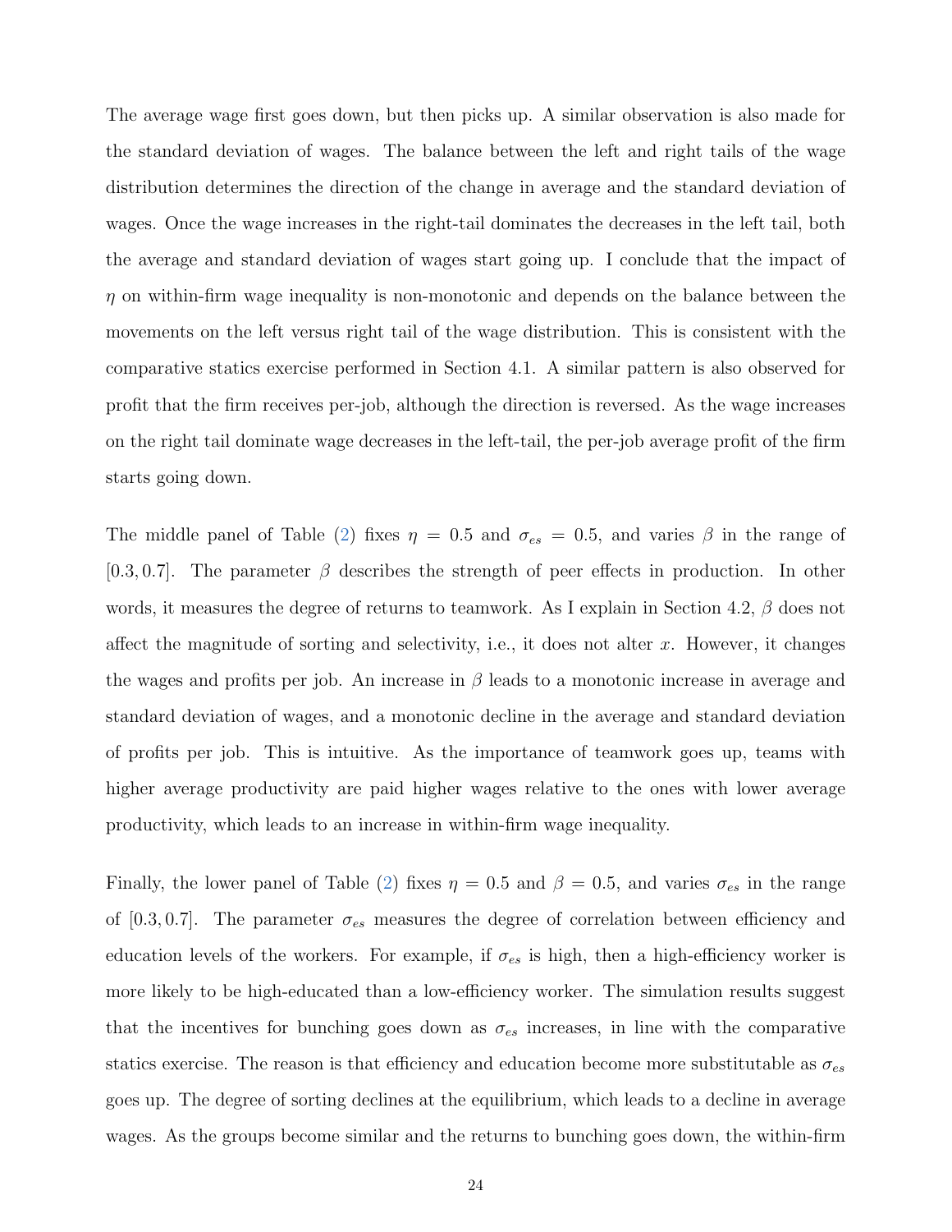The average wage first goes down, but then picks up. A similar observation is also made for the standard deviation of wages. The balance between the left and right tails of the wage distribution determines the direction of the change in average and the standard deviation of wages. Once the wage increases in the right-tail dominates the decreases in the left tail, both the average and standard deviation of wages start going up. I conclude that the impact of $\eta$ on within-firm wage inequality is non-monotonic and depends on the balance between the movements on the left versus right tail of the wage distribution. This is consistent with the comparative statics exercise performed in Section 4.1. A similar pattern is also observed for profit that the firm receives per-job, although the direction is reversed. As the wage increases on the right tail dominate wage decreases in the left-tail, the per-job average profit of the firm starts going down.

The middle panel of Table (2) fixes $\eta = 0.5$ and $\sigma_{es} = 0.5$, and varies $\beta$ in the range of $[0.3, 0.7]$. The parameter $\beta$ describes the strength of peer effects in production. In other words, it measures the degree of returns to teamwork. As I explain in Section 4.2, $\beta$ does not affect the magnitude of sorting and selectivity, i.e., it does not alter $x$. However, it changes the wages and profits per job. An increase in $\beta$ leads to a monotonic increase in average and standard deviation of wages, and a monotonic decline in the average and standard deviation of profits per job. This is intuitive. As the importance of teamwork goes up, teams with higher average productivity are paid higher wages relative to the ones with lower average productivity, which leads to an increase in within-firm wage inequality.

Finally, the lower panel of Table (2) fixes $\eta = 0.5$ and $\beta = 0.5$, and varies $\sigma_{es}$ in the range of $[0.3, 0.7]$. The parameter $\sigma_{es}$ measures the degree of correlation between efficiency and education levels of the workers. For example, if $\sigma_{es}$ is high, then a high-efficiency worker is more likely to be high-educated than a low-efficiency worker. The simulation results suggest that the incentives for bunching goes down as $\sigma_{es}$ increases, in line with the comparative statics exercise. The reason is that efficiency and education become more substitutable as $\sigma_{es}$ goes up. The degree of sorting declines at the equilibrium, which leads to a decline in average wages. As the groups become similar and the returns to bunching goes down, the within-firm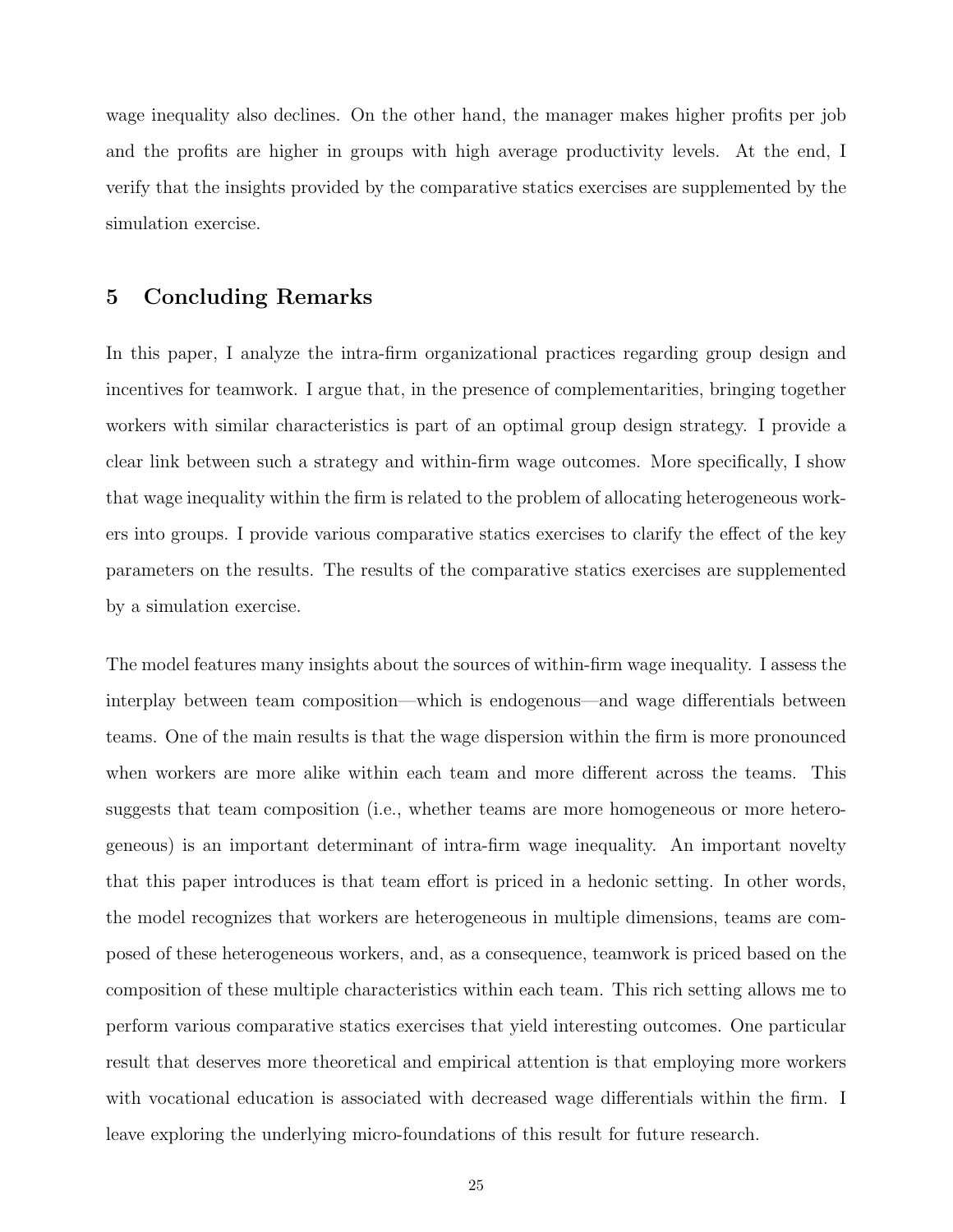wage inequality also declines. On the other hand, the manager makes higher profits per job and the profits are higher in groups with high average productivity levels. At the end, I verify that the insights provided by the comparative statics exercises are supplemented by the simulation exercise.

## 5 Concluding Remarks

In this paper, I analyze the intra-firm organizational practices regarding group design and incentives for teamwork. I argue that, in the presence of complementarities, bringing together workers with similar characteristics is part of an optimal group design strategy. I provide a clear link between such a strategy and within-firm wage outcomes. More specifically, I show that wage inequality within the firm is related to the problem of allocating heterogeneous workers into groups. I provide various comparative statics exercises to clarify the effect of the key parameters on the results. The results of the comparative statics exercises are supplemented by a simulation exercise.

The model features many insights about the sources of within-firm wage inequality. I assess the interplay between team composition—which is endogenous—and wage differentials between teams. One of the main results is that the wage dispersion within the firm is more pronounced when workers are more alike within each team and more different across the teams. This suggests that team composition (i.e., whether teams are more homogeneous or more heterogeneous) is an important determinant of intra-firm wage inequality. An important novelty that this paper introduces is that team effort is priced in a hedonic setting. In other words, the model recognizes that workers are heterogeneous in multiple dimensions, teams are composed of these heterogeneous workers, and, as a consequence, teamwork is priced based on the composition of these multiple characteristics within each team. This rich setting allows me to perform various comparative statics exercises that yield interesting outcomes. One particular result that deserves more theoretical and empirical attention is that employing more workers with vocational education is associated with decreased wage differentials within the firm. I leave exploring the underlying micro-foundations of this result for future research.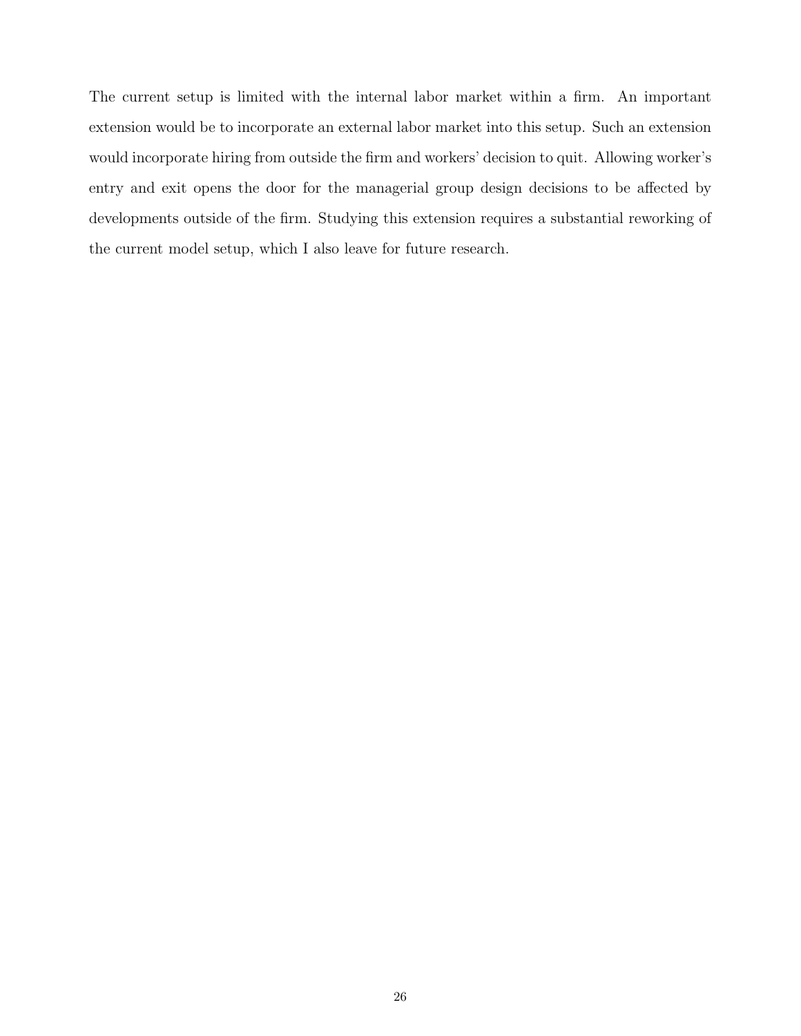The current setup is limited with the internal labor market within a firm. An important extension would be to incorporate an external labor market into this setup. Such an extension would incorporate hiring from outside the firm and workers' decision to quit. Allowing worker's entry and exit opens the door for the managerial group design decisions to be affected by developments outside of the firm. Studying this extension requires a substantial reworking of the current model setup, which I also leave for future research.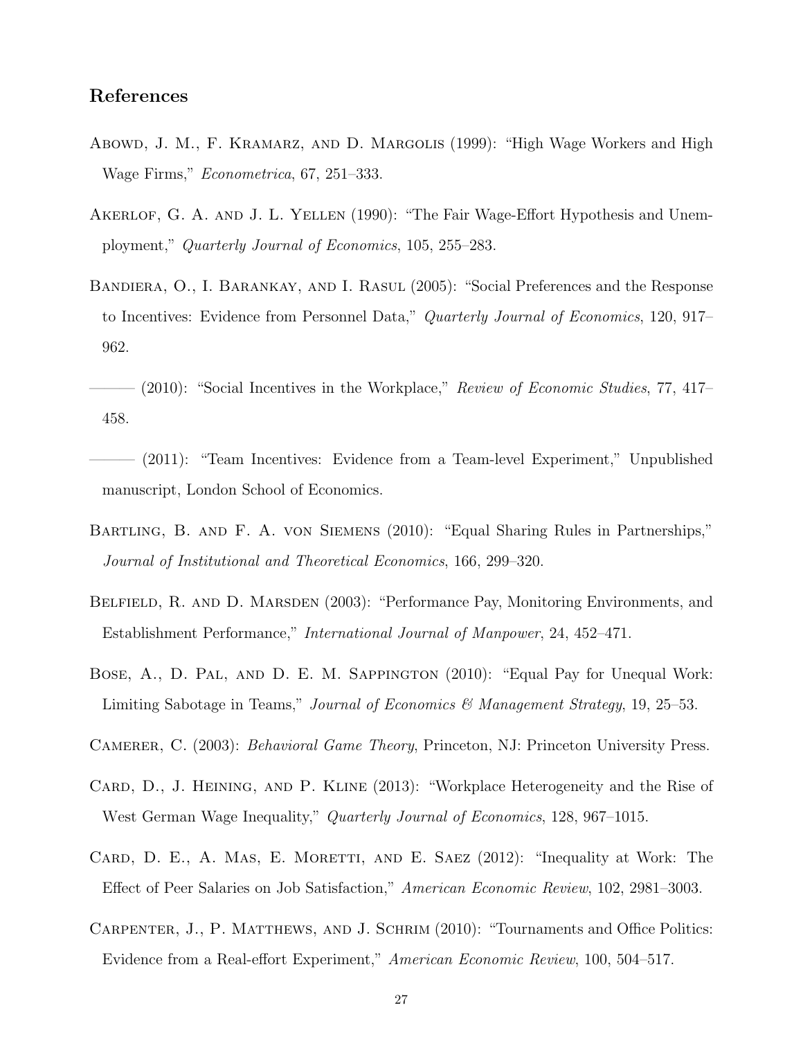## References

Abowd, J. M., F. Kramarz, and D. Margolis (1999): "High Wage Workers and High Wage Firms," *Econometrica*, 67, 251–333.

Akerlof, G. A. and J. L. Yellen (1990): "The Fair Wage-Effort Hypothesis and Unemployment," *Quarterly Journal of Economics*, 105, 255–283.

Bandiera, O., I. Barankay, and I. Rasul (2005): "Social Preferences and the Response to Incentives: Evidence from Personnel Data," *Quarterly Journal of Economics*, 120, 917–962.

——— (2010): "Social Incentives in the Workplace," *Review of Economic Studies*, 77, 417–458.

——— (2011): "Team Incentives: Evidence from a Team-level Experiment," Unpublished manuscript, London School of Economics.

Bartling, B. and F. A. von Siemens (2010): "Equal Sharing Rules in Partnerships," *Journal of Institutional and Theoretical Economics*, 166, 299–320.

Belfield, R. and D. Marsden (2003): "Performance Pay, Monitoring Environments, and Establishment Performance," *International Journal of Manpower*, 24, 452–471.

Bose, A., D. Pal, and D. E. M. Sappington (2010): "Equal Pay for Unequal Work: Limiting Sabotage in Teams," *Journal of Economics & Management Strategy*, 19, 25–53.

Camerer, C. (2003): *Behavioral Game Theory*, Princeton, NJ: Princeton University Press.

Card, D., J. Heining, and P. Kline (2013): "Workplace Heterogeneity and the Rise of West German Wage Inequality," *Quarterly Journal of Economics*, 128, 967–1015.

Card, D. E., A. Mas, E. Moretti, and E. Saez (2012): "Inequality at Work: The Effect of Peer Salaries on Job Satisfaction," *American Economic Review*, 102, 2981–3003.

Carpenter, J., P. Matthews, and J. Schrim (2010): "Tournaments and Office Politics: Evidence from a Real-effort Experiment," *American Economic Review*, 100, 504–517.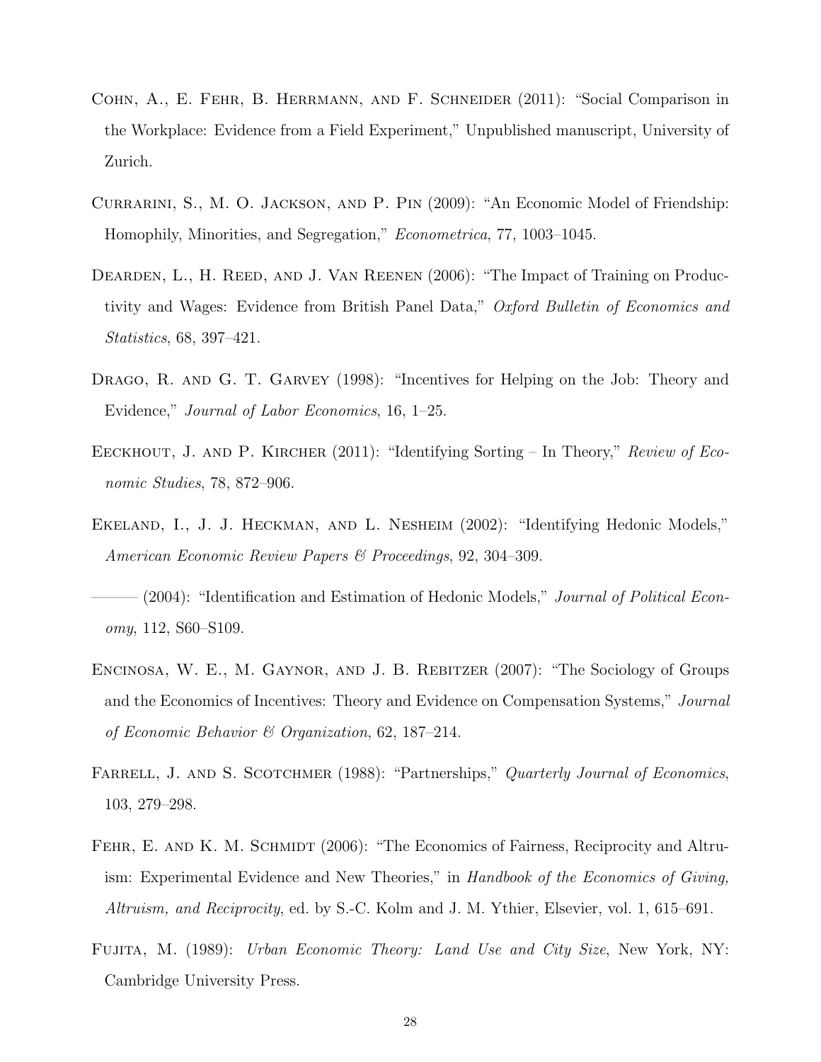Cohn, A., E. Fehr, B. Herrmann, and F. Schneider (2011): "Social Comparison in the Workplace: Evidence from a Field Experiment," Unpublished manuscript, University of Zurich.

Currarini, S., M. O. Jackson, and P. Pin (2009): "An Economic Model of Friendship: Homophily, Minorities, and Segregation," *Econometrica*, 77, 1003–1045.

Dearden, L., H. Reed, and J. Van Reenen (2006): "The Impact of Training on Productivity and Wages: Evidence from British Panel Data," *Oxford Bulletin of Economics and Statistics*, 68, 397–421.

Drago, R. and G. T. Garvey (1998): "Incentives for Helping on the Job: Theory and Evidence," *Journal of Labor Economics*, 16, 1–25.

Eeckhout, J. and P. Kircher (2011): "Identifying Sorting – In Theory," *Review of Economic Studies*, 78, 872–906.

Ekeland, I., J. J. Heckman, and L. Nesheim (2002): "Identifying Hedonic Models," *American Economic Review Papers & Proceedings*, 92, 304–309.

——— (2004): "Identification and Estimation of Hedonic Models," *Journal of Political Economy*, 112, S60–S109.

Encinosa, W. E., M. Gaynor, and J. B. Rebitzer (2007): "The Sociology of Groups and the Economics of Incentives: Theory and Evidence on Compensation Systems," *Journal of Economic Behavior & Organization*, 62, 187–214.

Farrell, J. and S. Scotchmer (1988): "Partnerships," *Quarterly Journal of Economics*, 103, 279–298.

Fehr, E. and K. M. Schmidt (2006): "The Economics of Fairness, Reciprocity and Altruism: Experimental Evidence and New Theories," in *Handbook of the Economics of Giving, Altruism, and Reciprocity*, ed. by S.-C. Kolm and J. M. Ythier, Elsevier, vol. 1, 615–691.

Fujita, M. (1989): *Urban Economic Theory: Land Use and City Size*, New York, NY: Cambridge University Press.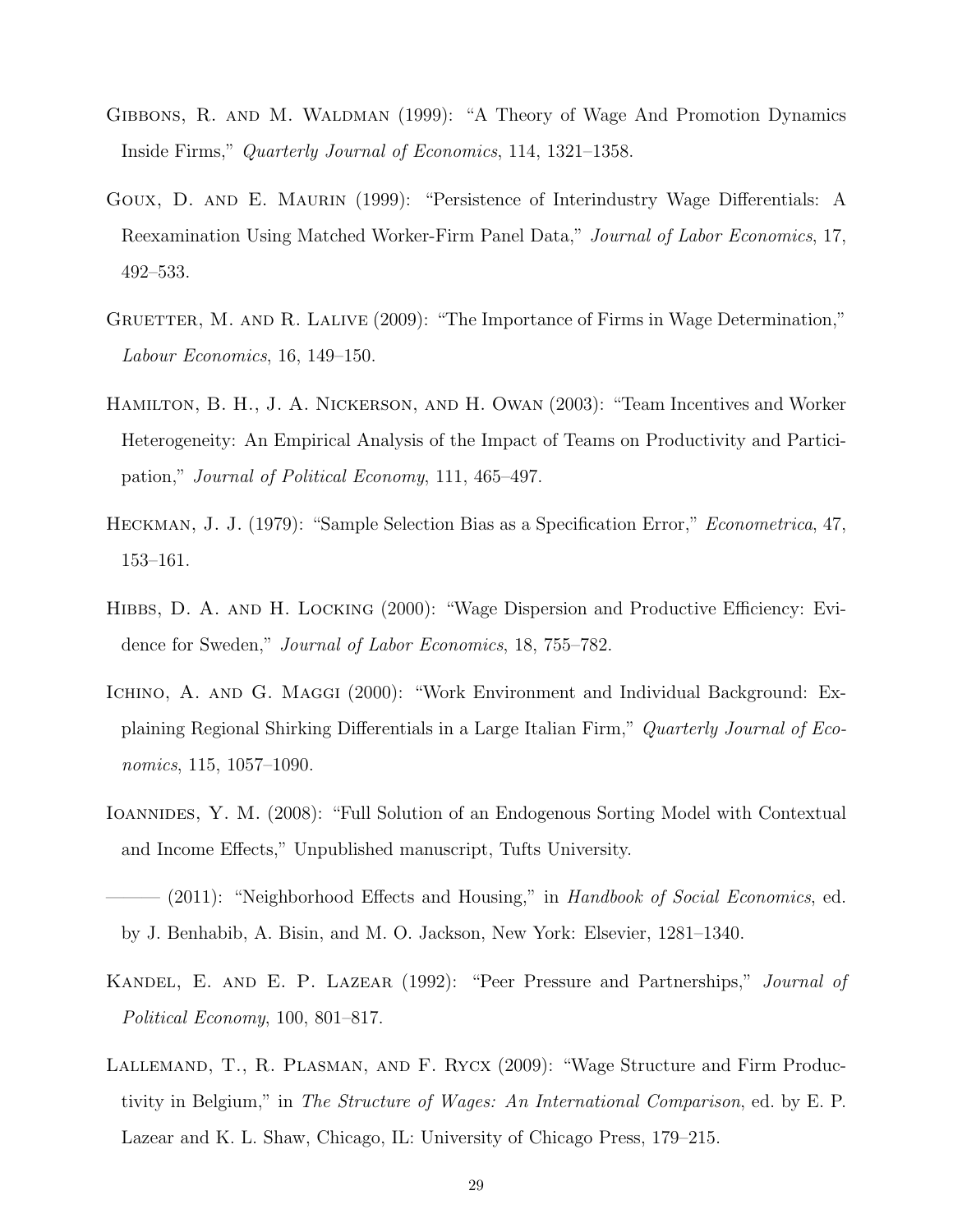Gibbons, R. and M. Waldman (1999): "A Theory of Wage And Promotion Dynamics Inside Firms," *Quarterly Journal of Economics*, 114, 1321–1358.

Goux, D. and E. Maurin (1999): "Persistence of Interindustry Wage Differentials: A Reexamination Using Matched Worker-Firm Panel Data," *Journal of Labor Economics*, 17, 492–533.

Gruetter, M. and R. Lalive (2009): "The Importance of Firms in Wage Determination," *Labour Economics*, 16, 149–150.

Hamilton, B. H., J. A. Nickerson, and H. Owan (2003): "Team Incentives and Worker Heterogeneity: An Empirical Analysis of the Impact of Teams on Productivity and Participation," *Journal of Political Economy*, 111, 465–497.

Heckman, J. J. (1979): "Sample Selection Bias as a Specification Error," *Econometrica*, 47, 153–161.

Hibbs, D. A. and H. Locking (2000): "Wage Dispersion and Productive Efficiency: Evidence for Sweden," *Journal of Labor Economics*, 18, 755–782.

Ichino, A. and G. Maggi (2000): "Work Environment and Individual Background: Explaining Regional Shirking Differentials in a Large Italian Firm," *Quarterly Journal of Economics*, 115, 1057–1090.

Ioannides, Y. M. (2008): "Full Solution of an Endogenous Sorting Model with Contextual and Income Effects," Unpublished manuscript, Tufts University.

——— (2011): "Neighborhood Effects and Housing," in *Handbook of Social Economics*, ed. by J. Benhabib, A. Bisin, and M. O. Jackson, New York: Elsevier, 1281–1340.

Kandel, E. and E. P. Lazear (1992): "Peer Pressure and Partnerships," *Journal of Political Economy*, 100, 801–817.

Lallemand, T., R. Plasman, and F. Rycx (2009): "Wage Structure and Firm Productivity in Belgium," in *The Structure of Wages: An International Comparison*, ed. by E. P. Lazear and K. L. Shaw, Chicago, IL: University of Chicago Press, 179–215.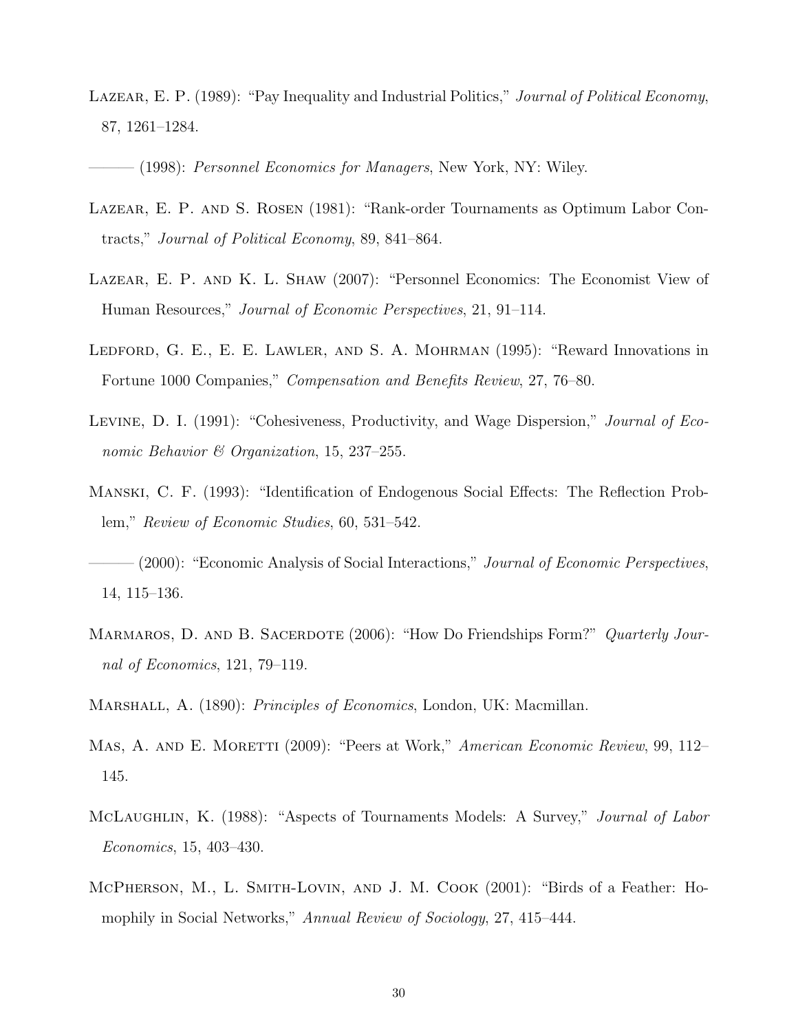Lazear, E. P. (1989): "Pay Inequality and Industrial Politics," *Journal of Political Economy*, 87, 1261–1284.

——— (1998): *Personnel Economics for Managers*, New York, NY: Wiley.

Lazear, E. P. and S. Rosen (1981): "Rank-order Tournaments as Optimum Labor Contracts," *Journal of Political Economy*, 89, 841–864.

Lazear, E. P. and K. L. Shaw (2007): "Personnel Economics: The Economist View of Human Resources," *Journal of Economic Perspectives*, 21, 91–114.

Ledford, G. E., E. E. Lawler, and S. A. Mohrman (1995): "Reward Innovations in Fortune 1000 Companies," *Compensation and Benefits Review*, 27, 76–80.

Levine, D. I. (1991): "Cohesiveness, Productivity, and Wage Dispersion," *Journal of Economic Behavior & Organization*, 15, 237–255.

Manski, C. F. (1993): "Identification of Endogenous Social Effects: The Reflection Problem," *Review of Economic Studies*, 60, 531–542.

——— (2000): "Economic Analysis of Social Interactions," *Journal of Economic Perspectives*, 14, 115–136.

Marmaros, D. and B. Sacerdote (2006): "How Do Friendships Form?" *Quarterly Journal of Economics*, 121, 79–119.

Marshall, A. (1890): *Principles of Economics*, London, UK: Macmillan.

Mas, A. and E. Moretti (2009): "Peers at Work," *American Economic Review*, 99, 112–145.

McLaughlin, K. (1988): "Aspects of Tournaments Models: A Survey," *Journal of Labor Economics*, 15, 403–430.

McPherson, M., L. Smith-Lovin, and J. M. Cook (2001): "Birds of a Feather: Homophily in Social Networks," *Annual Review of Sociology*, 27, 415–444.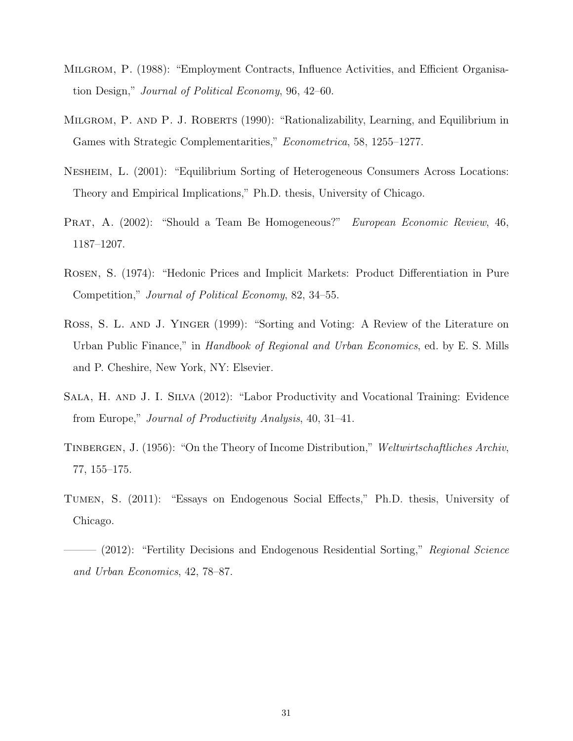Milgrom, P. (1988): "Employment Contracts, Influence Activities, and Efficient Organisation Design," *Journal of Political Economy*, 96, 42–60.

Milgrom, P. and P. J. Roberts (1990): "Rationalizability, Learning, and Equilibrium in Games with Strategic Complementarities," *Econometrica*, 58, 1255–1277.

Nesheim, L. (2001): "Equilibrium Sorting of Heterogeneous Consumers Across Locations: Theory and Empirical Implications," Ph.D. thesis, University of Chicago.

Prat, A. (2002): "Should a Team Be Homogeneous?" *European Economic Review*, 46, 1187–1207.

Rosen, S. (1974): "Hedonic Prices and Implicit Markets: Product Differentiation in Pure Competition," *Journal of Political Economy*, 82, 34–55.

Ross, S. L. and J. Yinger (1999): "Sorting and Voting: A Review of the Literature on Urban Public Finance," in *Handbook of Regional and Urban Economics*, ed. by E. S. Mills and P. Cheshire, New York, NY: Elsevier.

Sala, H. and J. I. Silva (2012): "Labor Productivity and Vocational Training: Evidence from Europe," *Journal of Productivity Analysis*, 40, 31–41.

Tinbergen, J. (1956): "On the Theory of Income Distribution," *Weltwirtschaftliches Archiv*, 77, 155–175.

Tumen, S. (2011): "Essays on Endogenous Social Effects," Ph.D. thesis, University of Chicago.

——— (2012): "Fertility Decisions and Endogenous Residential Sorting," *Regional Science and Urban Economics*, 42, 78–87.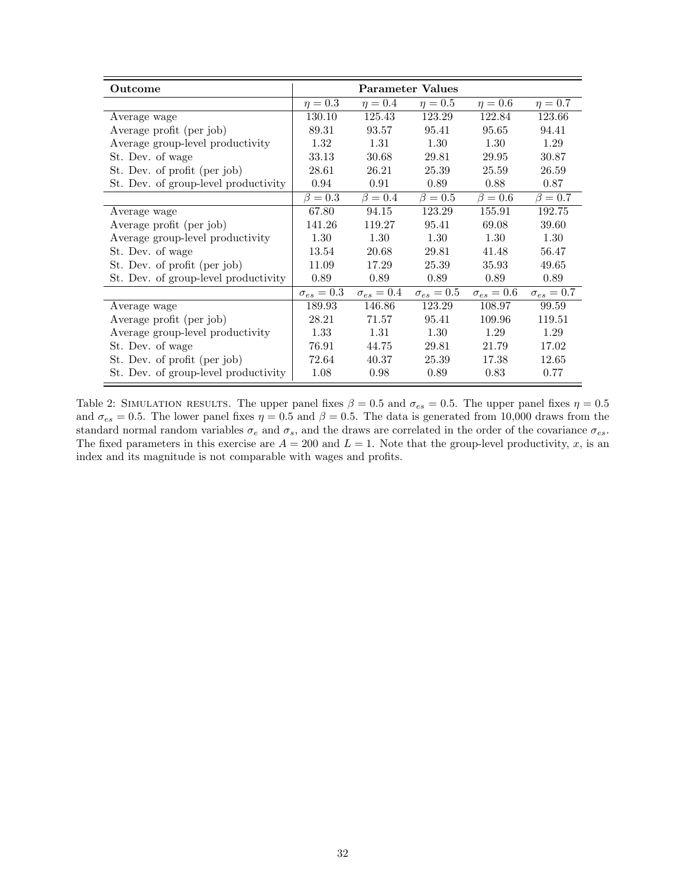| **Outcome** | **Parameter Values** | | | | |
|---|---|---|---|---|---|
| | $\eta = 0.3$ | $\eta = 0.4$ | $\eta = 0.5$ | $\eta = 0.6$ | $\eta = 0.7$ |
| Average wage | 130.10 | 125.43 | 123.29 | 122.84 | 123.66 |
| Average profit (per job) | 89.31 | 93.57 | 95.41 | 95.65 | 94.41 |
| Average group-level productivity | 1.32 | 1.31 | 1.30 | 1.30 | 1.29 |
| St. Dev. of wage | 33.13 | 30.68 | 29.81 | 29.95 | 30.87 |
| St. Dev. of profit (per job) | 28.61 | 26.21 | 25.39 | 25.59 | 26.59 |
| St. Dev. of group-level productivity | 0.94 | 0.91 | 0.89 | 0.88 | 0.87 |
| | $\beta = 0.3$ | $\beta = 0.4$ | $\beta = 0.5$ | $\beta = 0.6$ | $\beta = 0.7$ |
| Average wage | 67.80 | 94.15 | 123.29 | 155.91 | 192.75 |
| Average profit (per job) | 141.26 | 119.27 | 95.41 | 69.08 | 39.60 |
| Average group-level productivity | 1.30 | 1.30 | 1.30 | 1.30 | 1.30 |
| St. Dev. of wage | 13.54 | 20.68 | 29.81 | 41.48 | 56.47 |
| St. Dev. of profit (per job) | 11.09 | 17.29 | 25.39 | 35.93 | 49.65 |
| St. Dev. of group-level productivity | 0.89 | 0.89 | 0.89 | 0.89 | 0.89 |
| | $\sigma_{es} = 0.3$ | $\sigma_{es} = 0.4$ | $\sigma_{es} = 0.5$ | $\sigma_{es} = 0.6$ | $\sigma_{es} = 0.7$ |
| Average wage | 189.93 | 146.86 | 123.29 | 108.97 | 99.59 |
| Average profit (per job) | 28.21 | 71.57 | 95.41 | 109.96 | 119.51 |
| Average group-level productivity | 1.33 | 1.31 | 1.30 | 1.29 | 1.29 |
| St. Dev. of wage | 76.91 | 44.75 | 29.81 | 21.79 | 17.02 |
| St. Dev. of profit (per job) | 72.64 | 40.37 | 25.39 | 17.38 | 12.65 |
| St. Dev. of group-level productivity | 1.08 | 0.98 | 0.89 | 0.83 | 0.77 |

Table 2: Simulation results. The upper panel fixes $\beta = 0.5$ and $\sigma_{es} = 0.5$. The upper panel fixes $\eta = 0.5$ and $\sigma_{es} = 0.5$. The lower panel fixes $\eta = 0.5$ and $\beta = 0.5$. The data is generated from 10,000 draws from the standard normal random variables $\sigma_e$ and $\sigma_s$, and the draws are correlated in the order of the covariance $\sigma_{es}$. The fixed parameters in this exercise are $A = 200$ and $L = 1$. Note that the group-level productivity, $x$, is an index and its magnitude is not comparable with wages and profits.